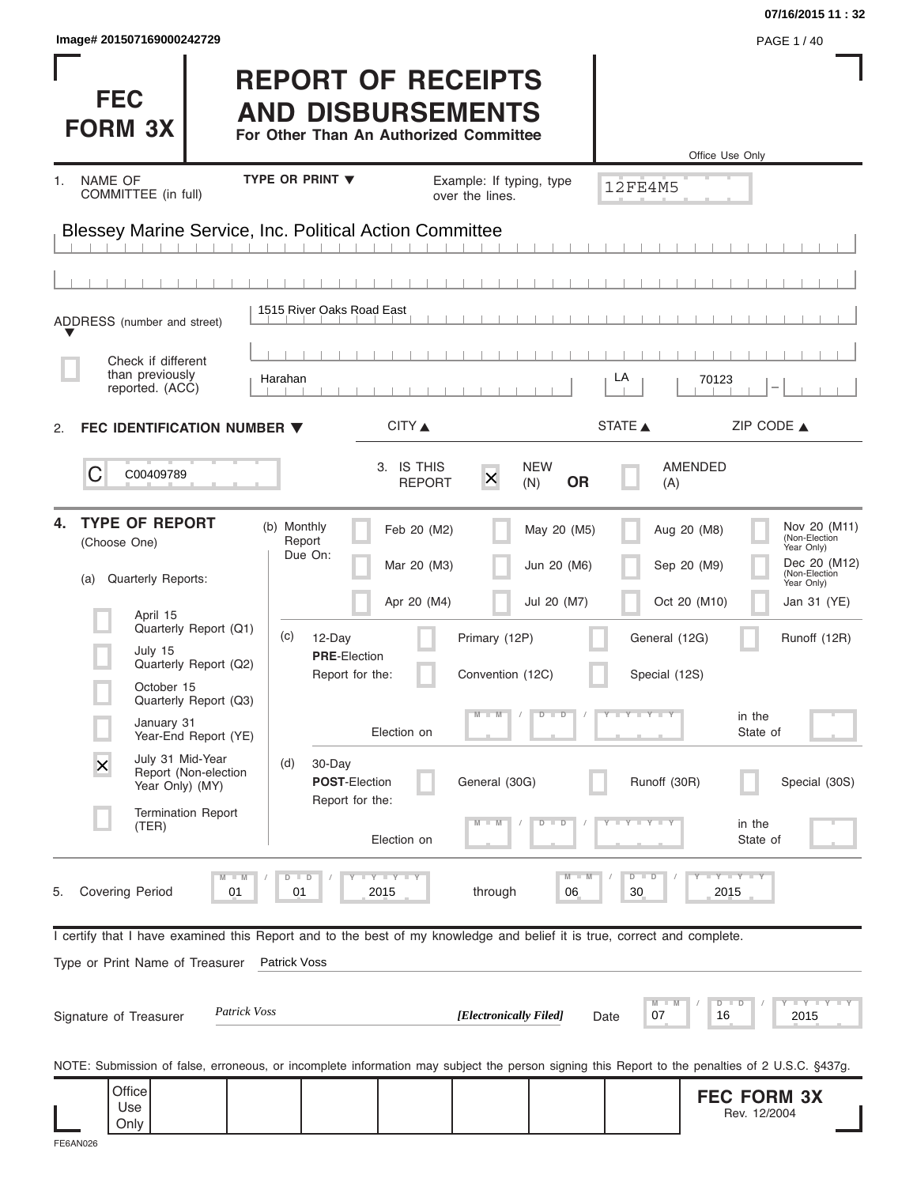Image# 201507169000242729

07/16/2015 11 : 32

# FEC FORM 3X

# REPORT OF RECEIPTS AND DISBURSEMENTS

**For Other Than An Authorized Committee**

Office Use Only

12FE4M5

1. NAME OF COMMITTEE (in full) — TYPE OR PRINT ▼ — Example: If typing, type over the lines.

Blessey Marine Service, Inc. Political Action Committee

ADDRESS (number and street) ▼

1515 River Oaks Road East

☐ Check if different than previously reported. (ACC)

| Harahan | LA | 70123 – |
|---|---|---|
| CITY ▲ | STATE ▲ | ZIP CODE ▲ |

2. **FEC IDENTIFICATION NUMBER ▼**

C C00409789

3. IS THIS REPORT ☒ NEW (N) **OR** ☐ AMENDED (A)

4. **TYPE OF REPORT** (Choose One)

(a) Quarterly Reports:

- ☐ April 15 Quarterly Report (Q1)
- ☐ July 15 Quarterly Report (Q2)
- ☐ October 15 Quarterly Report (Q3)
- ☐ January 31 Year-End Report (YE)
- ☒ July 31 Mid-Year Report (Non-election Year Only) (MY)
- ☐ Termination Report (TER)

(b) Monthly Report Due On:

| | | | |
|---|---|---|---|
| ☐ Feb 20 (M2) | ☐ May 20 (M5) | ☐ Aug 20 (M8) | ☐ Nov 20 (M11) (Non-Election Year Only) |
| ☐ Mar 20 (M3) | ☐ Jun 20 (M6) | ☐ Sep 20 (M9) | ☐ Dec 20 (M12) (Non-Election Year Only) |
| ☐ Apr 20 (M4) | ☐ Jul 20 (M7) | ☐ Oct 20 (M10) | ☐ Jan 31 (YE) |

(c) 12-Day **PRE**-Election Report for the:

☐ Primary (12P) ☐ General (12G) ☐ Runoff (12R)

☐ Convention (12C) ☐ Special (12S)

Election on MM / DD / YYYY in the State of

(d) 30-Day **POST**-Election Report for the:

☐ General (30G) ☐ Runoff (30R) ☐ Special (30S)

Election on MM / DD / YYYY in the State of

5. Covering Period 01 / 01 / 2015 through 06 / 30 / 2015

I certify that I have examined this Report and to the best of my knowledge and belief it is true, correct and complete.

Type or Print Name of Treasurer: Patrick Voss

Signature of Treasurer: *Patrick Voss* ***[Electronically Filed]*** Date 07 / 16 / 2015

NOTE: Submission of false, erroneous, or incomplete information may subject the person signing this Report to the penalties of 2 U.S.C. §437g.

Office Use Only

**FEC FORM 3X**
Rev. 12/2004

FE6AN026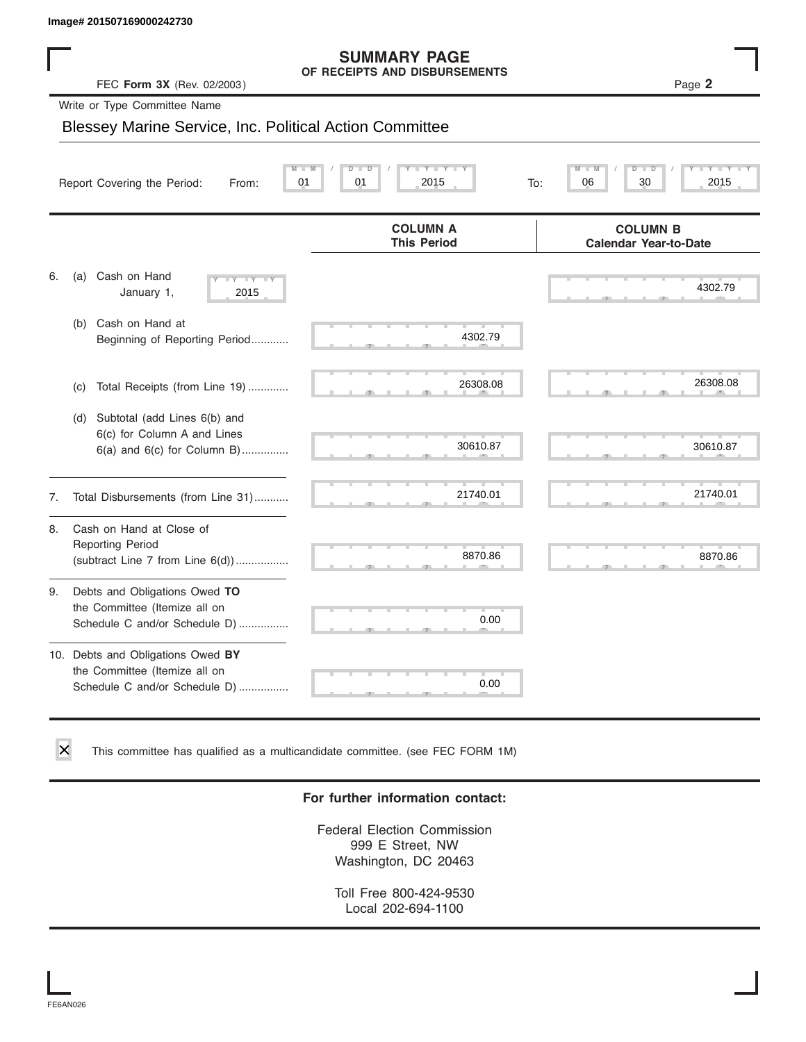Image# 201507169000242730

# SUMMARY PAGE
## OF RECEIPTS AND DISBURSEMENTS

FEC **Form 3X** (Rev. 02/2003)

Write or Type Committee Name

Blessey Marine Service, Inc. Political Action Committee

Report Covering the Period: From: 01 / 01 / 2015 To: 06 / 30 / 2015

| | COLUMN A This Period | COLUMN B Calendar Year-to-Date |
|---|---|---|
| 6. (a) Cash on Hand January 1, 2015 | | 4302.79 |
| (b) Cash on Hand at Beginning of Reporting Period............ | 4302.79 | |
| (c) Total Receipts (from Line 19) ............. | 26308.08 | 26308.08 |
| (d) Subtotal (add Lines 6(b) and 6(c) for Column A and Lines 6(a) and 6(c) for Column B)............... | 30610.87 | 30610.87 |
| 7. Total Disbursements (from Line 31)........... | 21740.01 | 21740.01 |
| 8. Cash on Hand at Close of Reporting Period (subtract Line 7 from Line 6(d))................. | 8870.86 | 8870.86 |
| 9. Debts and Obligations Owed **TO** the Committee (Itemize all on Schedule C and/or Schedule D) ................ | 0.00 | |
| 10. Debts and Obligations Owed **BY** the Committee (Itemize all on Schedule C and/or Schedule D) ................ | 0.00 | |

☒ This committee has qualified as a multicandidate committee. (see FEC FORM 1M)

**For further information contact:**

Federal Election Commission
999 E Street, NW
Washington, DC 20463

Toll Free 800-424-9530
Local 202-694-1100

FE6AN026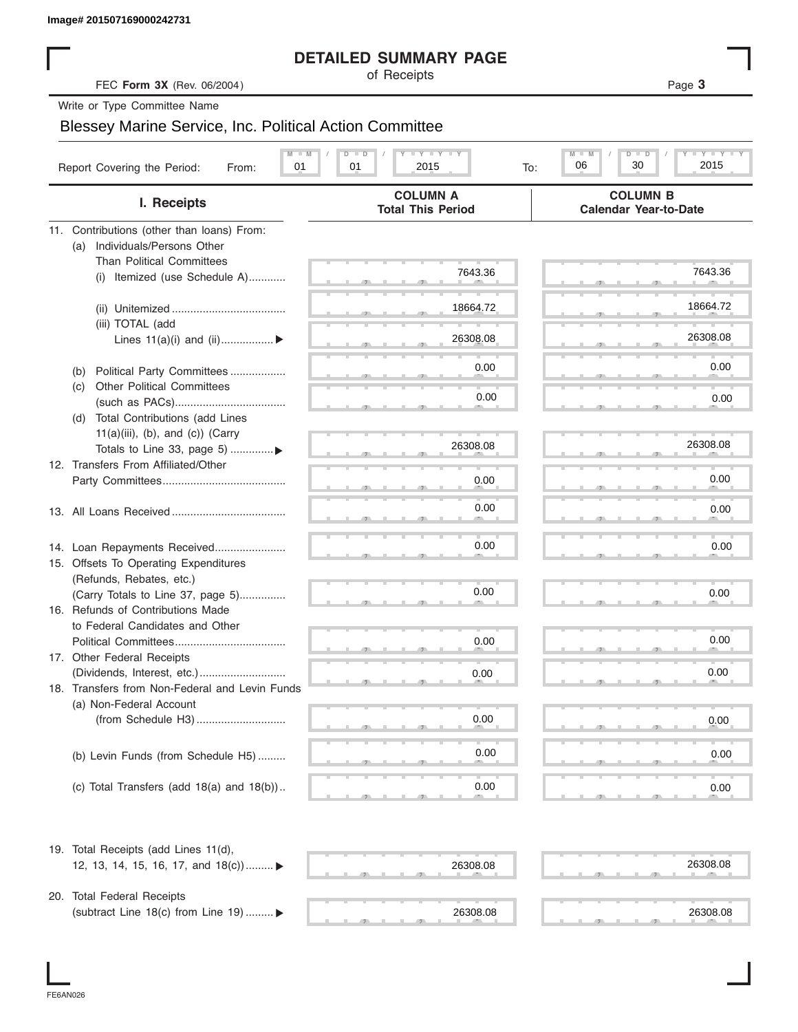Image# 201507169000242731

# DETAILED SUMMARY PAGE

of Receipts

FEC **Form 3X** (Rev. 06/2004)

Write or Type Committee Name

Blessey Marine Service, Inc. Political Action Committee

Report Covering the Period: From: 01 / 01 / 2015 To: 06 / 30 / 2015

| I. Receipts | COLUMN A Total This Period | COLUMN B Calendar Year-to-Date |
|---|---|---|
| 11. Contributions (other than loans) From: | | |
| (a) Individuals/Persons Other Than Political Committees | | |
| (i) Itemized (use Schedule A) | 7643.36 | 7643.36 |
| (ii) Unitemized | 18664.72 | 18664.72 |
| (iii) TOTAL (add Lines 11(a)(i) and (ii)) ▶ | 26308.08 | 26308.08 |
| (b) Political Party Committees | 0.00 | 0.00 |
| (c) Other Political Committees (such as PACs) | 0.00 | 0.00 |
| (d) Total Contributions (add Lines 11(a)(iii), (b), and (c)) (Carry Totals to Line 33, page 5) ▶ | 26308.08 | 26308.08 |
| 12. Transfers From Affiliated/Other Party Committees | 0.00 | 0.00 |
| 13. All Loans Received | 0.00 | 0.00 |
| 14. Loan Repayments Received | 0.00 | 0.00 |
| 15. Offsets To Operating Expenditures (Refunds, Rebates, etc.) (Carry Totals to Line 37, page 5) | 0.00 | 0.00 |
| 16. Refunds of Contributions Made to Federal Candidates and Other Political Committees | 0.00 | 0.00 |
| 17. Other Federal Receipts (Dividends, Interest, etc.) | 0.00 | 0.00 |
| 18. Transfers from Non-Federal and Levin Funds | | |
| (a) Non-Federal Account (from Schedule H3) | 0.00 | 0.00 |
| (b) Levin Funds (from Schedule H5) | 0.00 | 0.00 |
| (c) Total Transfers (add 18(a) and 18(b)) | 0.00 | 0.00 |
| 19. Total Receipts (add Lines 11(d), 12, 13, 14, 15, 16, 17, and 18(c)) ▶ | 26308.08 | 26308.08 |
| 20. Total Federal Receipts (subtract Line 18(c) from Line 19) ▶ | 26308.08 | 26308.08 |

FE6AN026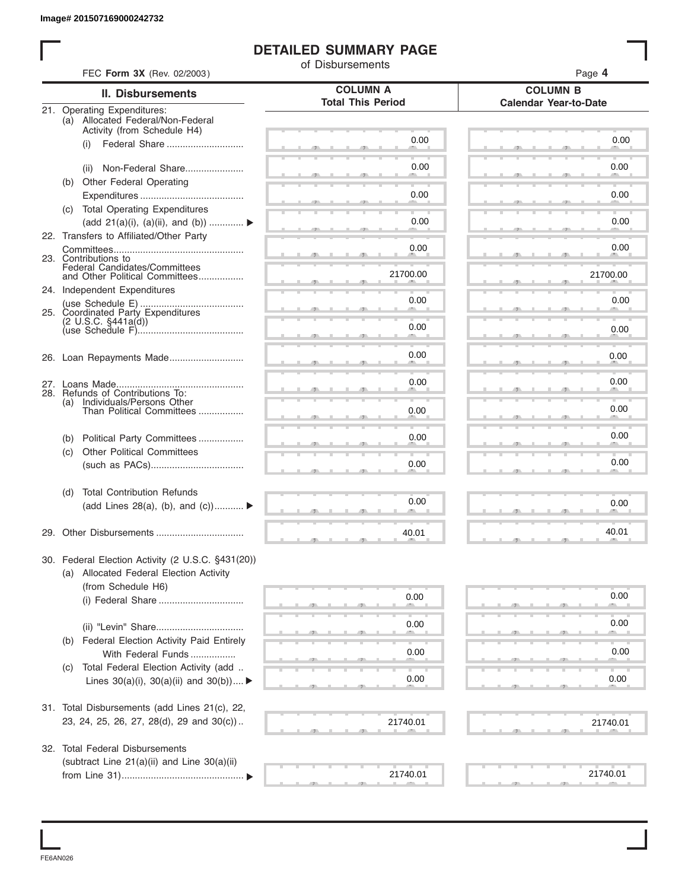Image# 201507169000242732

# DETAILED SUMMARY PAGE

of Disbursements

FEC **Form 3X** (Rev. 02/2003)

Page **4**

| II. Disbursements | COLUMN A Total This Period | COLUMN B Calendar Year-to-Date |
|---|---|---|
| 21. Operating Expenditures: | | |
| (a) Allocated Federal/Non-Federal Activity (from Schedule H4) | | |
| (i) Federal Share | 0.00 | 0.00 |
| (ii) Non-Federal Share | 0.00 | 0.00 |
| (b) Other Federal Operating Expenditures | 0.00 | 0.00 |
| (c) Total Operating Expenditures (add 21(a)(i), (a)(ii), and (b)) ▶ | 0.00 | 0.00 |
| 22. Transfers to Affiliated/Other Party Committees | 0.00 | 0.00 |
| 23. Contributions to Federal Candidates/Committees and Other Political Committees | 21700.00 | 21700.00 |
| 24. Independent Expenditures (use Schedule E) | 0.00 | 0.00 |
| 25. Coordinated Party Expenditures (2 U.S.C. §441a(d)) (use Schedule F) | 0.00 | 0.00 |
| 26. Loan Repayments Made | 0.00 | 0.00 |
| 27. Loans Made | 0.00 | 0.00 |
| 28. Refunds of Contributions To: | | |
| (a) Individuals/Persons Other Than Political Committees | 0.00 | 0.00 |
| (b) Political Party Committees | 0.00 | 0.00 |
| (c) Other Political Committees (such as PACs) | 0.00 | 0.00 |
| (d) Total Contribution Refunds (add Lines 28(a), (b), and (c)) ▶ | 0.00 | 0.00 |
| 29. Other Disbursements | 40.01 | 40.01 |
| 30. Federal Election Activity (2 U.S.C. §431(20)) | | |
| (a) Allocated Federal Election Activity (from Schedule H6) | | |
| (i) Federal Share | 0.00 | 0.00 |
| (ii) "Levin" Share | 0.00 | 0.00 |
| (b) Federal Election Activity Paid Entirely With Federal Funds | 0.00 | 0.00 |
| (c) Total Federal Election Activity (add Lines 30(a)(i), 30(a)(ii) and 30(b)) ▶ | 0.00 | 0.00 |
| 31. Total Disbursements (add Lines 21(c), 22, 23, 24, 25, 26, 27, 28(d), 29 and 30(c)) | 21740.01 | 21740.01 |
| 32. Total Federal Disbursements (subtract Line 21(a)(ii) and Line 30(a)(ii) from Line 31) ▶ | 21740.01 | 21740.01 |

FE6AN026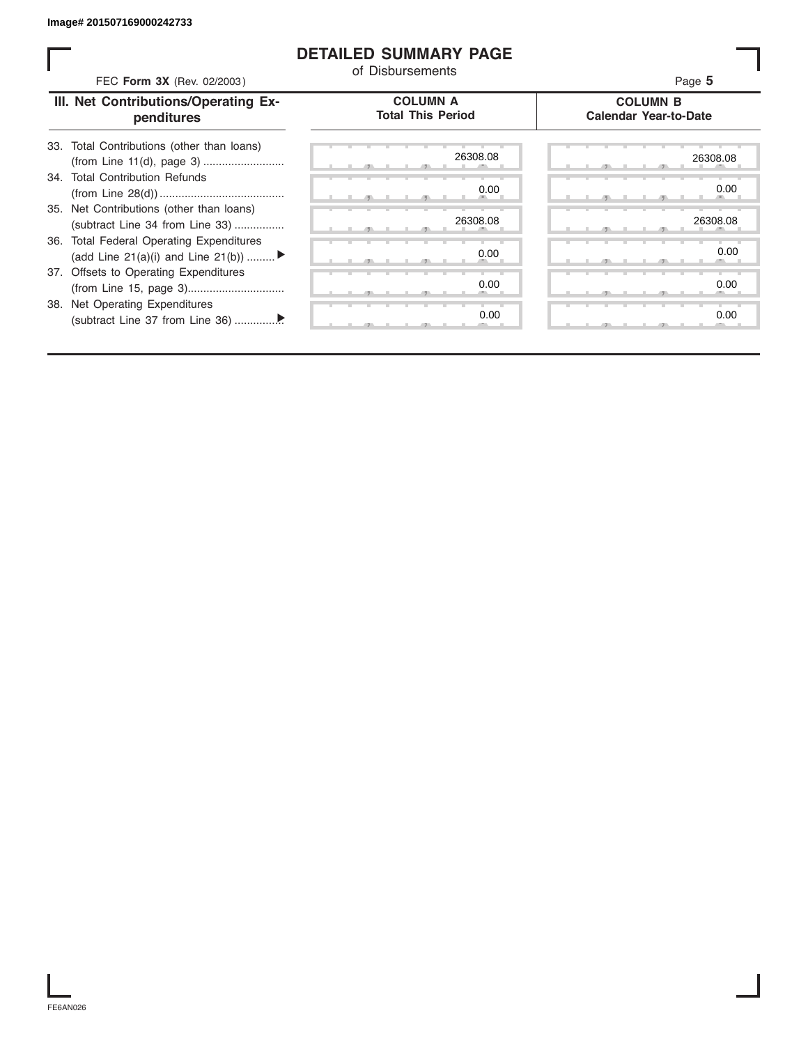Image# 201507169000242733

# DETAILED SUMMARY PAGE

of Disbursements

FEC **Form 3X** (Rev. 02/2003)

Page **5**

| III. Net Contributions/Operating Expenditures | COLUMN A Total This Period | COLUMN B Calendar Year-to-Date |
|---|---|---|
| 33. Total Contributions (other than loans) (from Line 11(d), page 3) .......................... | 26308.08 | 26308.08 |
| 34. Total Contribution Refunds (from Line 28(d)) ........................................ | 0.00 | 0.00 |
| 35. Net Contributions (other than loans) (subtract Line 34 from Line 33) ................ | 26308.08 | 26308.08 |
| 36. Total Federal Operating Expenditures (add Line 21(a)(i) and Line 21(b)) ......... ▶ | 0.00 | 0.00 |
| 37. Offsets to Operating Expenditures (from Line 15, page 3)............................... | 0.00 | 0.00 |
| 38. Net Operating Expenditures (subtract Line 37 from Line 36) ...............▶ | 0.00 | 0.00 |

FE6AN026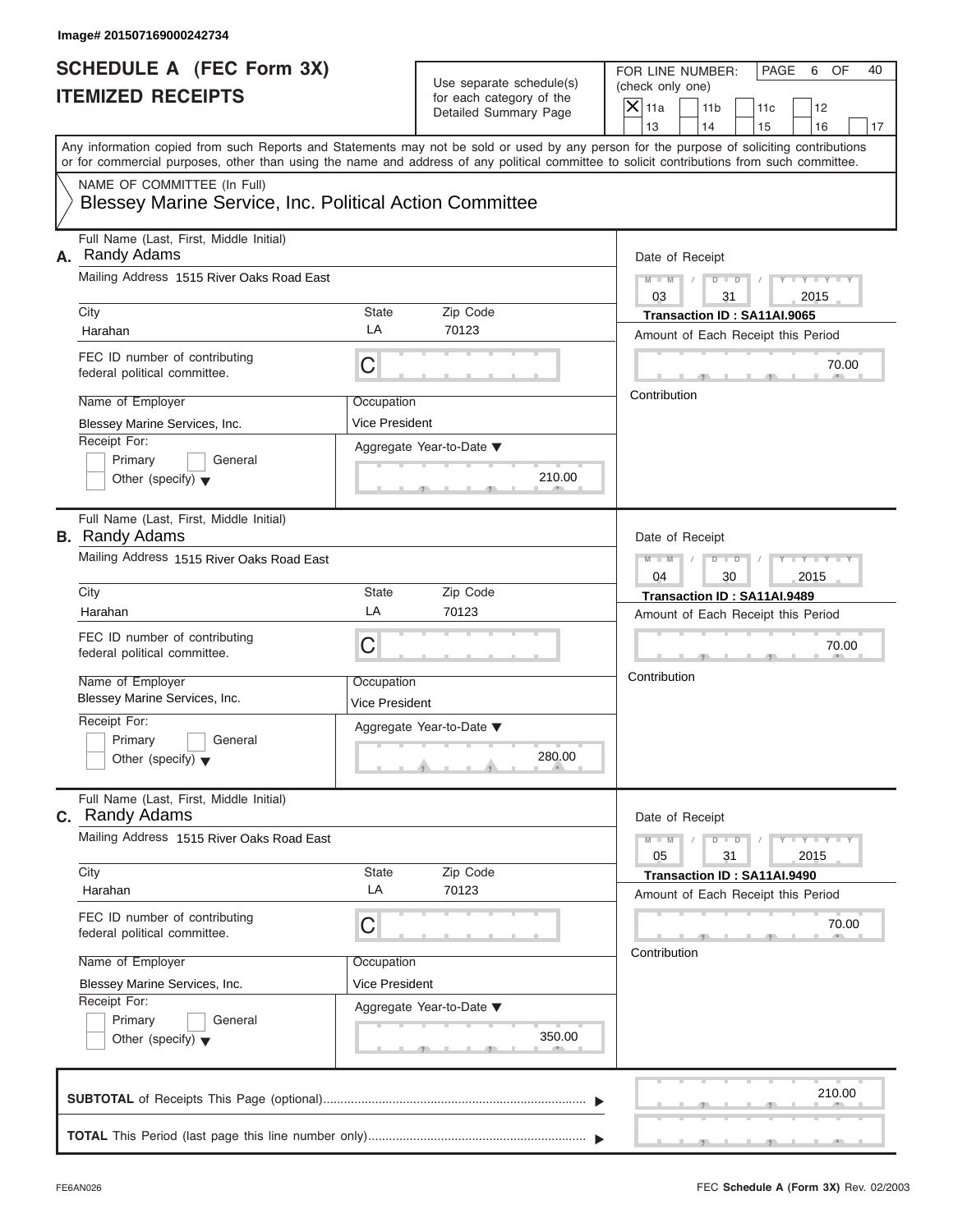Image# 201507169000242734

# SCHEDULE A (FEC Form 3X) ITEMIZED RECEIPTS

Use separate schedule(s) for each category of the Detailed Summary Page

FOR LINE NUMBER: (check only one)

- [X] 11a
- [ ] 11b
- [ ] 11c
- [ ] 12
- [ ] 13
- [ ] 14
- [ ] 15
- [ ] 16
- [ ] 17

PAGE 6 OF 40

Any information copied from such Reports and Statements may not be sold or used by any person for the purpose of soliciting contributions or for commercial purposes, other than using the name and address of any political committee to solicit contributions from such committee.

NAME OF COMMITTEE (In Full)
Blessey Marine Service, Inc. Political Action Committee

## A.

Full Name (Last, First, Middle Initial): Randy Adams

Mailing Address: 1515 River Oaks Road East

City: Harahan | State: LA | Zip Code: 70123

FEC ID number of contributing federal political committee: C

Name of Employer: Blessey Marine Services, Inc.

Occupation: Vice President

Receipt For: Primary / General / Other (specify)

Aggregate Year-to-Date: 210.00

Date of Receipt: 03 / 31 / 2015

Transaction ID : SA11AI.9065

Amount of Each Receipt this Period: 70.00

Contribution

## B.

Full Name (Last, First, Middle Initial): Randy Adams

Mailing Address: 1515 River Oaks Road East

City: Harahan | State: LA | Zip Code: 70123

FEC ID number of contributing federal political committee: C

Name of Employer: Blessey Marine Services, Inc.

Occupation: Vice President

Receipt For: Primary / General / Other (specify)

Aggregate Year-to-Date: 280.00

Date of Receipt: 04 / 30 / 2015

Transaction ID : SA11AI.9489

Amount of Each Receipt this Period: 70.00

Contribution

## C.

Full Name (Last, First, Middle Initial): Randy Adams

Mailing Address: 1515 River Oaks Road East

City: Harahan | State: LA | Zip Code: 70123

FEC ID number of contributing federal political committee: C

Name of Employer: Blessey Marine Services, Inc.

Occupation: Vice President

Receipt For: Primary / General / Other (specify)

Aggregate Year-to-Date: 350.00

Date of Receipt: 05 / 31 / 2015

Transaction ID : SA11AI.9490

Amount of Each Receipt this Period: 70.00

Contribution

**SUBTOTAL** of Receipts This Page (optional): 210.00

**TOTAL** This Period (last page this line number only):

FE6AN026 — FEC **Schedule A** (Form 3X) Rev. 02/2003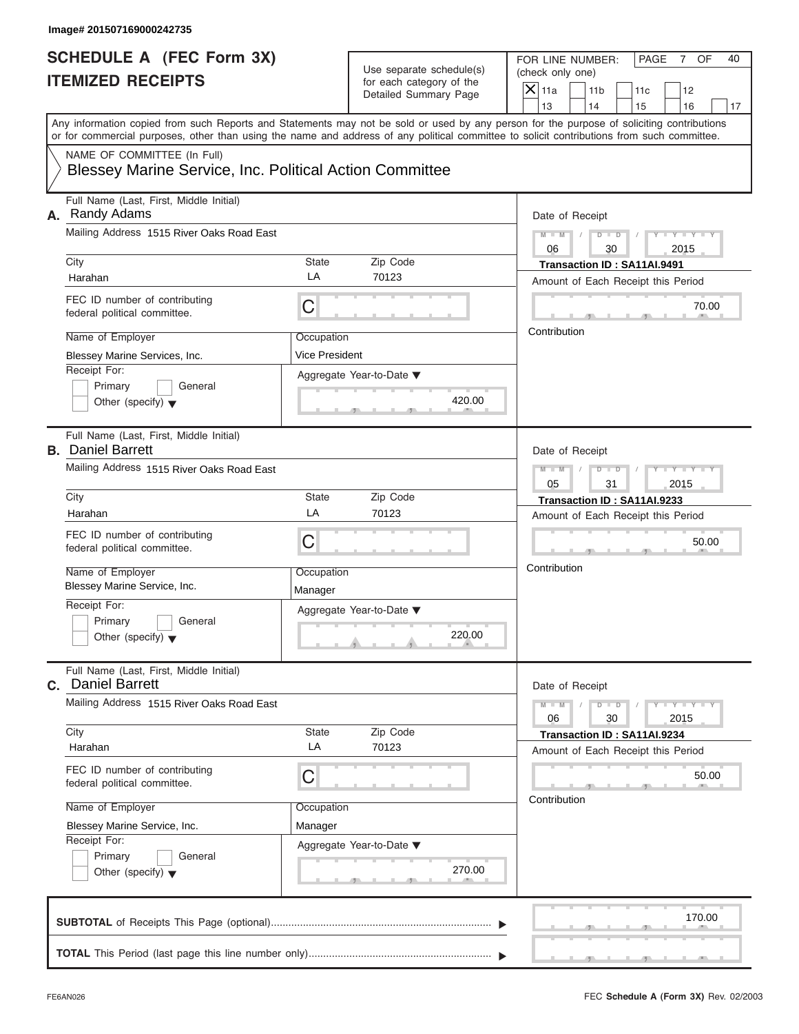Image# 201507169000242735

# SCHEDULE A (FEC Form 3X)
# ITEMIZED RECEIPTS

Use separate schedule(s) for each category of the Detailed Summary Page

FOR LINE NUMBER: (check only one)

- [X] 11a
- [ ] 11b
- [ ] 11c
- [ ] 12
- [ ] 13
- [ ] 14
- [ ] 15
- [ ] 16
- [ ] 17

Any information copied from such Reports and Statements may not be sold or used by any person for the purpose of soliciting contributions or for commercial purposes, other than using the name and address of any political committee to solicit contributions from such committee.

NAME OF COMMITTEE (In Full)
Blessey Marine Service, Inc. Political Action Committee

---

**A.** Full Name (Last, First, Middle Initial): Randy Adams

Mailing Address: 1515 River Oaks Road East

City: Harahan | State: LA | Zip Code: 70123

FEC ID number of contributing federal political committee: C

Name of Employer: Blessey Marine Services, Inc.

Occupation: Vice President

Receipt For: [ ] Primary [ ] General [ ] Other (specify)

Aggregate Year-to-Date: 420.00

Date of Receipt: 06 / 30 / 2015

Transaction ID : SA11AI.9491

Amount of Each Receipt this Period: 70.00

Contribution

---

**B.** Full Name (Last, First, Middle Initial): Daniel Barrett

Mailing Address: 1515 River Oaks Road East

City: Harahan | State: LA | Zip Code: 70123

FEC ID number of contributing federal political committee: C

Name of Employer: Blessey Marine Service, Inc.

Occupation: Manager

Receipt For: [ ] Primary [ ] General [ ] Other (specify)

Aggregate Year-to-Date: 220.00

Date of Receipt: 05 / 31 / 2015

Transaction ID : SA11AI.9233

Amount of Each Receipt this Period: 50.00

Contribution

---

**C.** Full Name (Last, First, Middle Initial): Daniel Barrett

Mailing Address: 1515 River Oaks Road East

City: Harahan | State: LA | Zip Code: 70123

FEC ID number of contributing federal political committee: C

Name of Employer: Blessey Marine Service, Inc.

Occupation: Manager

Receipt For: [ ] Primary [ ] General [ ] Other (specify)

Aggregate Year-to-Date: 270.00

Date of Receipt: 06 / 30 / 2015

Transaction ID : SA11AI.9234

Amount of Each Receipt this Period: 50.00

Contribution

---

**SUBTOTAL** of Receipts This Page (optional): 170.00

**TOTAL** This Period (last page this line number only):

FE6AN026

FEC **Schedule A** (Form 3X) Rev. 02/2003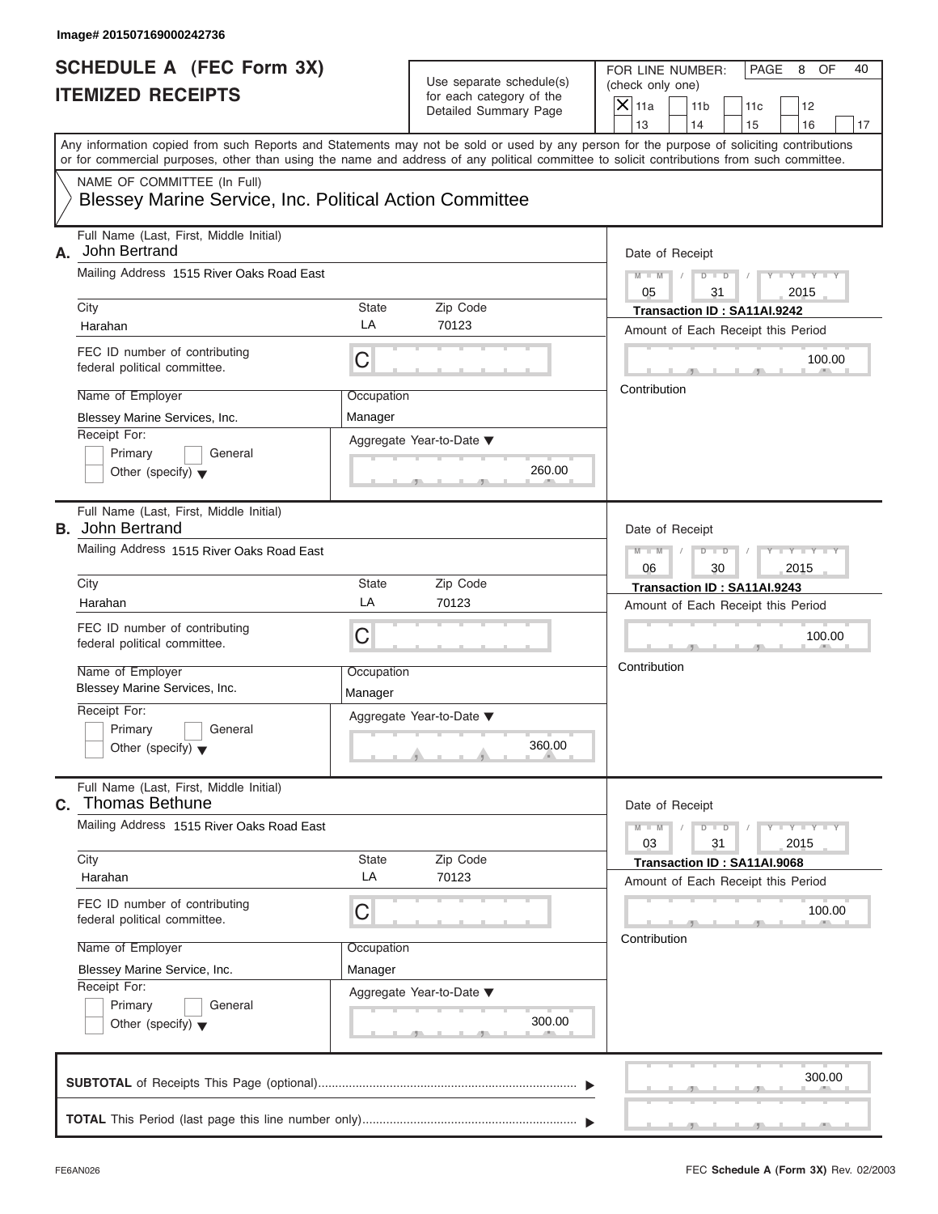Image# 201507169000242736

# SCHEDULE A (FEC Form 3X)
## ITEMIZED RECEIPTS

Use separate schedule(s) for each category of the Detailed Summary Page

FOR LINE NUMBER: (check only one)

- [X] 11a
- [ ] 11b
- [ ] 11c
- [ ] 12
- [ ] 13
- [ ] 14
- [ ] 15
- [ ] 16
- [ ] 17

Any information copied from such Reports and Statements may not be sold or used by any person for the purpose of soliciting contributions or for commercial purposes, other than using the name and address of any political committee to solicit contributions from such committee.

NAME OF COMMITTEE (In Full)
**Blessey Marine Service, Inc. Political Action Committee**

---

**A.** Full Name (Last, First, Middle Initial): John Bertrand

Mailing Address: 1515 River Oaks Road East

City: Harahan | State: LA | Zip Code: 70123

FEC ID number of contributing federal political committee: C

Name of Employer: Blessey Marine Services, Inc.

Occupation: Manager

Receipt For: Primary [ ] General [ ] Other (specify) [ ]

Aggregate Year-to-Date: 260.00

Date of Receipt: 05 / 31 / 2015

Transaction ID : SA11AI.9242

Amount of Each Receipt this Period: 100.00

Contribution

---

**B.** Full Name (Last, First, Middle Initial): John Bertrand

Mailing Address: 1515 River Oaks Road East

City: Harahan | State: LA | Zip Code: 70123

FEC ID number of contributing federal political committee: C

Name of Employer: Blessey Marine Services, Inc.

Occupation: Manager

Receipt For: Primary [ ] General [ ] Other (specify) [ ]

Aggregate Year-to-Date: 360.00

Date of Receipt: 06 / 30 / 2015

Transaction ID : SA11AI.9243

Amount of Each Receipt this Period: 100.00

Contribution

---

**C.** Full Name (Last, First, Middle Initial): Thomas Bethune

Mailing Address: 1515 River Oaks Road East

City: Harahan | State: LA | Zip Code: 70123

FEC ID number of contributing federal political committee: C

Name of Employer: Blessey Marine Service, Inc.

Occupation: Manager

Receipt For: Primary [ ] General [ ] Other (specify) [ ]

Aggregate Year-to-Date: 300.00

Date of Receipt: 03 / 31 / 2015

Transaction ID : SA11AI.9068

Amount of Each Receipt this Period: 100.00

Contribution

---

**SUBTOTAL** of Receipts This Page (optional): 300.00

**TOTAL** This Period (last page this line number only):

FE6AN026

FEC **Schedule A** (**Form 3X**) Rev. 02/2003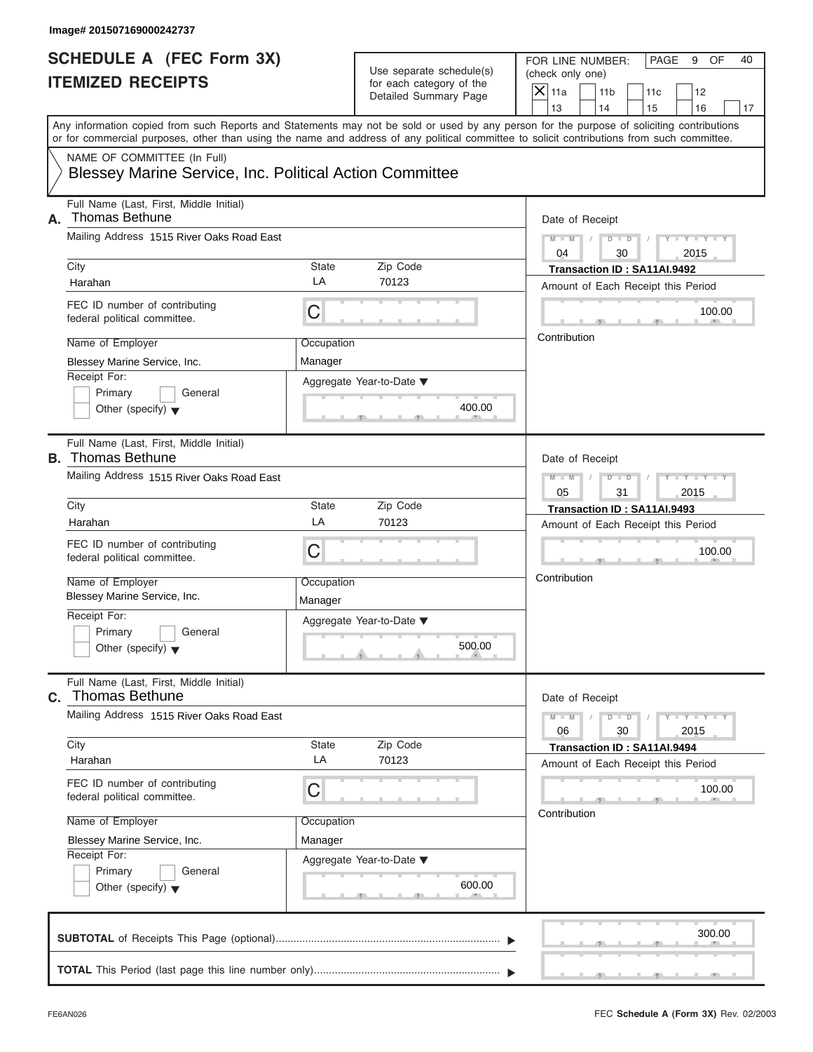Image# 201507169000242737

# SCHEDULE A (FEC Form 3X)
# ITEMIZED RECEIPTS

Use separate schedule(s) for each category of the Detailed Summary Page

FOR LINE NUMBER: (check only one)

- [X] 11a
- [ ] 11b
- [ ] 11c
- [ ] 12
- [ ] 13
- [ ] 14
- [ ] 15
- [ ] 16
- [ ] 17

Any information copied from such Reports and Statements may not be sold or used by any person for the purpose of soliciting contributions or for commercial purposes, other than using the name and address of any political committee to solicit contributions from such committee.

NAME OF COMMITTEE (In Full)

Blessey Marine Service, Inc. Political Action Committee

## A.

Full Name (Last, First, Middle Initial): Thomas Bethune

Mailing Address: 1515 River Oaks Road East

City: Harahan | State: LA | Zip Code: 70123

FEC ID number of contributing federal political committee: C

Name of Employer: Blessey Marine Service, Inc.

Occupation: Manager

Receipt For: Primary / General / Other (specify)

Aggregate Year-to-Date: 400.00

Date of Receipt: 04 / 30 / 2015

Transaction ID : SA11AI.9492

Amount of Each Receipt this Period: 100.00

Contribution

## B.

Full Name (Last, First, Middle Initial): Thomas Bethune

Mailing Address: 1515 River Oaks Road East

City: Harahan | State: LA | Zip Code: 70123

FEC ID number of contributing federal political committee: C

Name of Employer: Blessey Marine Service, Inc.

Occupation: Manager

Receipt For: Primary / General / Other (specify)

Aggregate Year-to-Date: 500.00

Date of Receipt: 05 / 31 / 2015

Transaction ID : SA11AI.9493

Amount of Each Receipt this Period: 100.00

Contribution

## C.

Full Name (Last, First, Middle Initial): Thomas Bethune

Mailing Address: 1515 River Oaks Road East

City: Harahan | State: LA | Zip Code: 70123

FEC ID number of contributing federal political committee: C

Name of Employer: Blessey Marine Service, Inc.

Occupation: Manager

Receipt For: Primary / General / Other (specify)

Aggregate Year-to-Date: 600.00

Date of Receipt: 06 / 30 / 2015

Transaction ID : SA11AI.9494

Amount of Each Receipt this Period: 100.00

Contribution

**SUBTOTAL** of Receipts This Page (optional): 300.00

**TOTAL** This Period (last page this line number only):

FE6AN026 — FEC **Schedule A** (**Form 3X**) Rev. 02/2003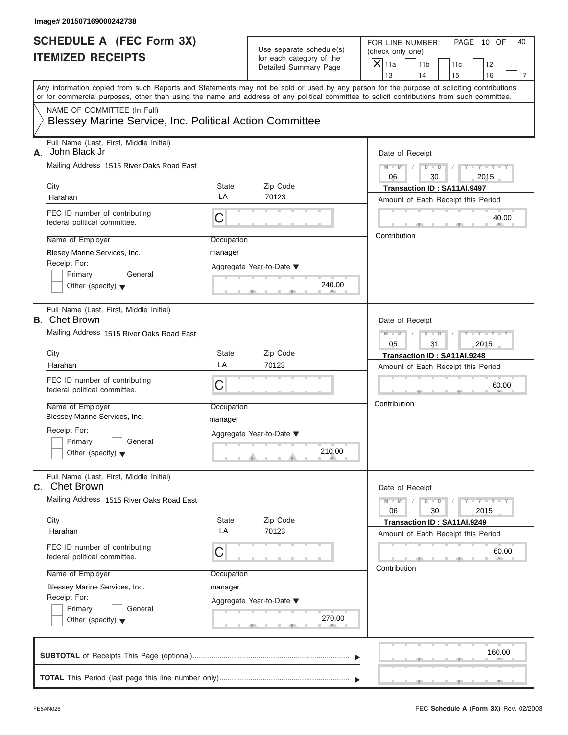Image# 201507169000242738

# SCHEDULE A (FEC Form 3X)
# ITEMIZED RECEIPTS

Use separate schedule(s) for each category of the Detailed Summary Page

FOR LINE NUMBER: (check only one)

- [X] 11a
- [ ] 11b
- [ ] 11c
- [ ] 12
- [ ] 13
- [ ] 14
- [ ] 15
- [ ] 16
- [ ] 17

PAGE 10 OF 40

Any information copied from such Reports and Statements may not be sold or used by any person for the purpose of soliciting contributions or for commercial purposes, other than using the name and address of any political committee to solicit contributions from such committee.

NAME OF COMMITTEE (In Full)

Blessey Marine Service, Inc. Political Action Committee

---

**A.** Full Name (Last, First, Middle Initial): John Black Jr

Mailing Address: 1515 River Oaks Road East

City: Harahan | State: LA | Zip Code: 70123

FEC ID number of contributing federal political committee: C

Name of Employer: Blesey Marine Services, Inc.

Occupation: manager

Receipt For: Primary / General / Other (specify)

Aggregate Year-to-Date: 240.00

Date of Receipt: 06 / 30 / 2015

Transaction ID : SA11AI.9497

Amount of Each Receipt this Period: 40.00

Contribution

---

**B.** Full Name (Last, First, Middle Initial): Chet Brown

Mailing Address: 1515 River Oaks Road East

City: Harahan | State: LA | Zip Code: 70123

FEC ID number of contributing federal political committee: C

Name of Employer: Blessey Marine Services, Inc.

Occupation: manager

Receipt For: Primary / General / Other (specify)

Aggregate Year-to-Date: 210.00

Date of Receipt: 05 / 31 / 2015

Transaction ID : SA11AI.9248

Amount of Each Receipt this Period: 60.00

Contribution

---

**C.** Full Name (Last, First, Middle Initial): Chet Brown

Mailing Address: 1515 River Oaks Road East

City: Harahan | State: LA | Zip Code: 70123

FEC ID number of contributing federal political committee: C

Name of Employer: Blessey Marine Services, Inc.

Occupation: manager

Receipt For: Primary / General / Other (specify)

Aggregate Year-to-Date: 270.00

Date of Receipt: 06 / 30 / 2015

Transaction ID : SA11AI.9249

Amount of Each Receipt this Period: 60.00

Contribution

---

**SUBTOTAL** of Receipts This Page (optional): 160.00

**TOTAL** This Period (last page this line number only):

FE6AN026

FEC **Schedule A (Form 3X)** Rev. 02/2003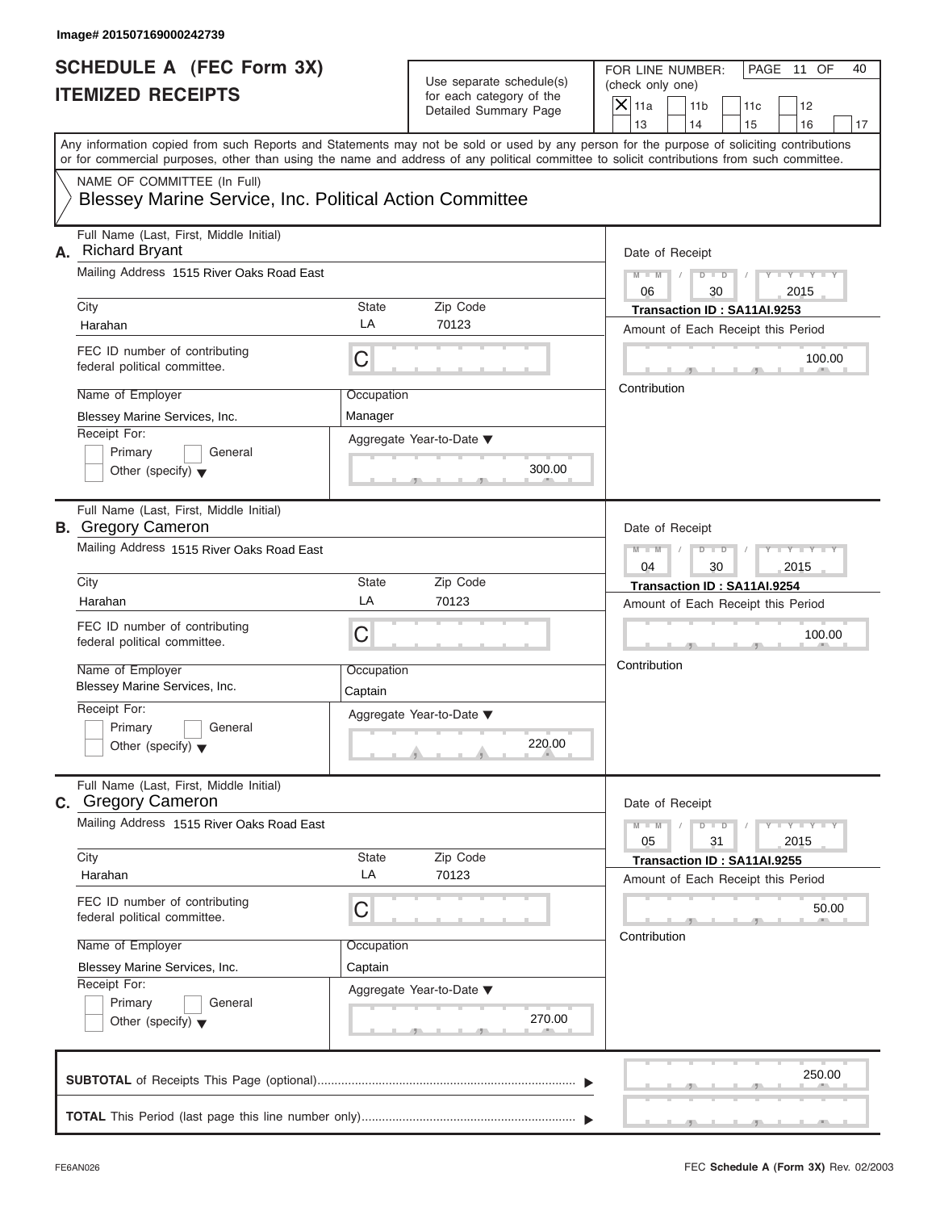Image# 201507169000242739

# SCHEDULE A (FEC Form 3X)
# ITEMIZED RECEIPTS

Use separate schedule(s) for each category of the Detailed Summary Page

FOR LINE NUMBER: (check only one)

- [X] 11a
- [ ] 11b
- [ ] 11c
- [ ] 12
- [ ] 13
- [ ] 14
- [ ] 15
- [ ] 16
- [ ] 17

PAGE 11 OF 40

Any information copied from such Reports and Statements may not be sold or used by any person for the purpose of soliciting contributions or for commercial purposes, other than using the name and address of any political committee to solicit contributions from such committee.

NAME OF COMMITTEE (In Full)
Blessey Marine Service, Inc. Political Action Committee

---

**A.** Full Name (Last, First, Middle Initial): Richard Bryant

Mailing Address: 1515 River Oaks Road East

City: Harahan | State: LA | Zip Code: 70123

FEC ID number of contributing federal political committee: C

Name of Employer: Blessey Marine Services, Inc.

Occupation: Manager

Receipt For: [ ] Primary [ ] General [ ] Other (specify)

Aggregate Year-to-Date: 300.00

Date of Receipt: 06 / 30 / 2015

Transaction ID : SA11AI.9253

Amount of Each Receipt this Period: 100.00

Contribution

---

**B.** Full Name (Last, First, Middle Initial): Gregory Cameron

Mailing Address: 1515 River Oaks Road East

City: Harahan | State: LA | Zip Code: 70123

FEC ID number of contributing federal political committee: C

Name of Employer: Blessey Marine Services, Inc.

Occupation: Captain

Receipt For: [ ] Primary [ ] General [ ] Other (specify)

Aggregate Year-to-Date: 220.00

Date of Receipt: 04 / 30 / 2015

Transaction ID : SA11AI.9254

Amount of Each Receipt this Period: 100.00

Contribution

---

**C.** Full Name (Last, First, Middle Initial): Gregory Cameron

Mailing Address: 1515 River Oaks Road East

City: Harahan | State: LA | Zip Code: 70123

FEC ID number of contributing federal political committee: C

Name of Employer: Blessey Marine Services, Inc.

Occupation: Captain

Receipt For: [ ] Primary [ ] General [ ] Other (specify)

Aggregate Year-to-Date: 270.00

Date of Receipt: 05 / 31 / 2015

Transaction ID : SA11AI.9255

Amount of Each Receipt this Period: 50.00

Contribution

---

**SUBTOTAL** of Receipts This Page (optional): 250.00

**TOTAL** This Period (last page this line number only):

FE6AN026

FEC **Schedule A** (Form 3X) Rev. 02/2003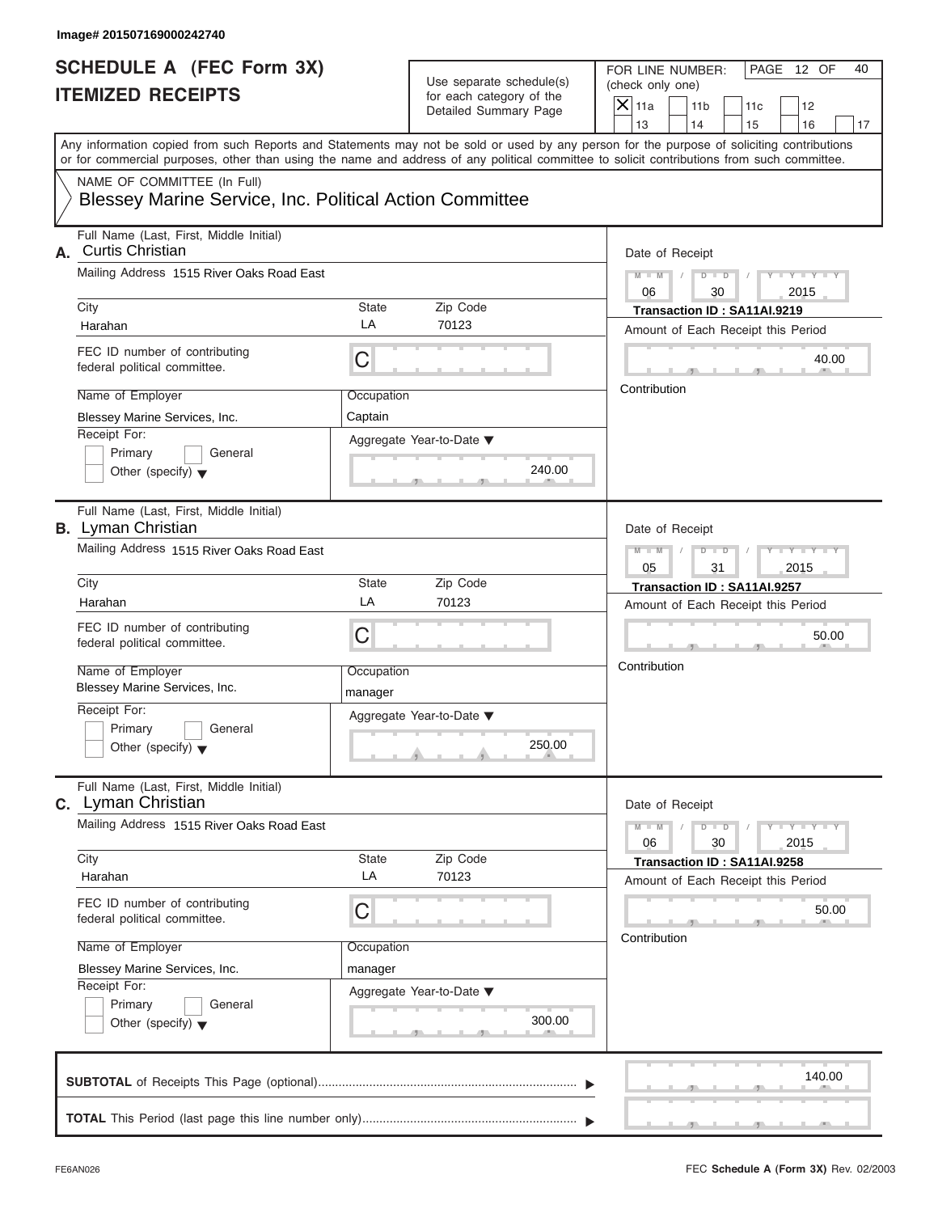Image# 201507169000242740

# SCHEDULE A (FEC Form 3X)
# ITEMIZED RECEIPTS

Use separate schedule(s) for each category of the Detailed Summary Page

FOR LINE NUMBER: (check only one)

- [X] 11a
- [ ] 11b
- [ ] 11c
- [ ] 12
- [ ] 13
- [ ] 14
- [ ] 15
- [ ] 16
- [ ] 17

PAGE 12 OF 40

Any information copied from such Reports and Statements may not be sold or used by any person for the purpose of soliciting contributions or for commercial purposes, other than using the name and address of any political committee to solicit contributions from such committee.

NAME OF COMMITTEE (In Full)
Blessey Marine Service, Inc. Political Action Committee

---

**A.** Full Name (Last, First, Middle Initial): Curtis Christian

Mailing Address: 1515 River Oaks Road East

City: Harahan | State: LA | Zip Code: 70123

FEC ID number of contributing federal political committee: C

Name of Employer: Blessey Marine Services, Inc.

Occupation: Captain

Receipt For: Primary / General / Other (specify)

Aggregate Year-to-Date: 240.00

Date of Receipt: 06 / 30 / 2015

Transaction ID : SA11AI.9219

Amount of Each Receipt this Period: 40.00

Contribution

---

**B.** Full Name (Last, First, Middle Initial): Lyman Christian

Mailing Address: 1515 River Oaks Road East

City: Harahan | State: LA | Zip Code: 70123

FEC ID number of contributing federal political committee: C

Name of Employer: Blessey Marine Services, Inc.

Occupation: manager

Receipt For: Primary / General / Other (specify)

Aggregate Year-to-Date: 250.00

Date of Receipt: 05 / 31 / 2015

Transaction ID : SA11AI.9257

Amount of Each Receipt this Period: 50.00

Contribution

---

**C.** Full Name (Last, First, Middle Initial): Lyman Christian

Mailing Address: 1515 River Oaks Road East

City: Harahan | State: LA | Zip Code: 70123

FEC ID number of contributing federal political committee: C

Name of Employer: Blessey Marine Services, Inc.

Occupation: manager

Receipt For: Primary / General / Other (specify)

Aggregate Year-to-Date: 300.00

Date of Receipt: 06 / 30 / 2015

Transaction ID : SA11AI.9258

Amount of Each Receipt this Period: 50.00

Contribution

---

**SUBTOTAL** of Receipts This Page (optional): 140.00

**TOTAL** This Period (last page this line number only):

FE6AN026

FEC Schedule A (Form 3X) Rev. 02/2003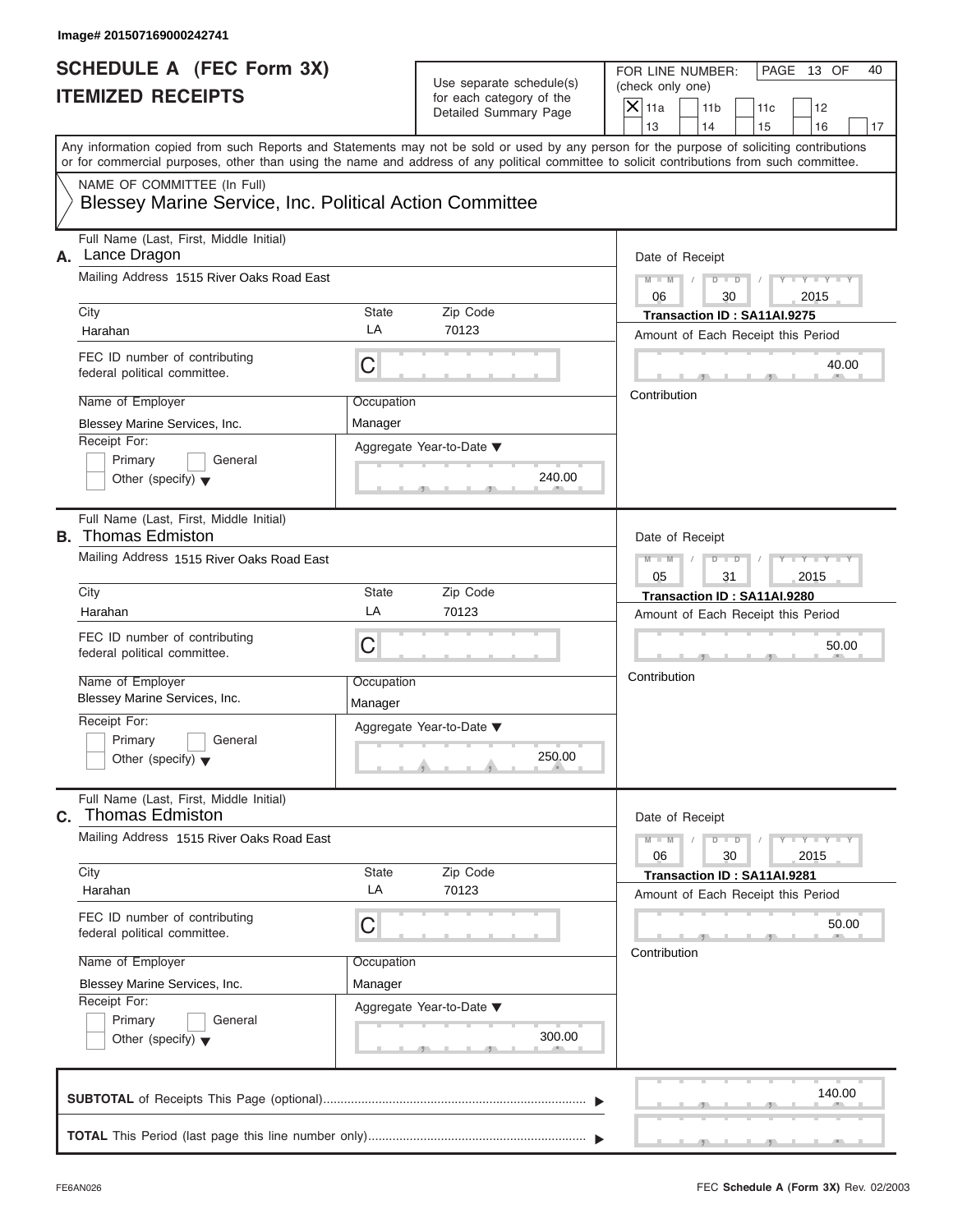Image# 201507169000242741

# SCHEDULE A (FEC Form 3X) ITEMIZED RECEIPTS

Use separate schedule(s) for each category of the Detailed Summary Page

FOR LINE NUMBER: (check only one)

- [X] 11a
- [ ] 11b
- [ ] 11c
- [ ] 12
- [ ] 13
- [ ] 14
- [ ] 15
- [ ] 16
- [ ] 17

PAGE 13 OF 40

Any information copied from such Reports and Statements may not be sold or used by any person for the purpose of soliciting contributions or for commercial purposes, other than using the name and address of any political committee to solicit contributions from such committee.

NAME OF COMMITTEE (In Full)
Blessey Marine Service, Inc. Political Action Committee

---

**A.** Full Name (Last, First, Middle Initial): Lance Dragon

Mailing Address: 1515 River Oaks Road East

City: Harahan | State: LA | Zip Code: 70123

FEC ID number of contributing federal political committee: C

Name of Employer: Blessey Marine Services, Inc.

Occupation: Manager

Receipt For: Primary / General / Other (specify)

Aggregate Year-to-Date: 240.00

Date of Receipt: 06 / 30 / 2015

Transaction ID : SA11AI.9275

Amount of Each Receipt this Period: 40.00

Contribution

---

**B.** Full Name (Last, First, Middle Initial): Thomas Edmiston

Mailing Address: 1515 River Oaks Road East

City: Harahan | State: LA | Zip Code: 70123

FEC ID number of contributing federal political committee: C

Name of Employer: Blessey Marine Services, Inc.

Occupation: Manager

Receipt For: Primary / General / Other (specify)

Aggregate Year-to-Date: 250.00

Date of Receipt: 05 / 31 / 2015

Transaction ID : SA11AI.9280

Amount of Each Receipt this Period: 50.00

Contribution

---

**C.** Full Name (Last, First, Middle Initial): Thomas Edmiston

Mailing Address: 1515 River Oaks Road East

City: Harahan | State: LA | Zip Code: 70123

FEC ID number of contributing federal political committee: C

Name of Employer: Blessey Marine Services, Inc.

Occupation: Manager

Receipt For: Primary / General / Other (specify)

Aggregate Year-to-Date: 300.00

Date of Receipt: 06 / 30 / 2015

Transaction ID : SA11AI.9281

Amount of Each Receipt this Period: 50.00

Contribution

---

**SUBTOTAL** of Receipts This Page (optional): 140.00

**TOTAL** This Period (last page this line number only):

FE6AN026

FEC Schedule A (Form 3X) Rev. 02/2003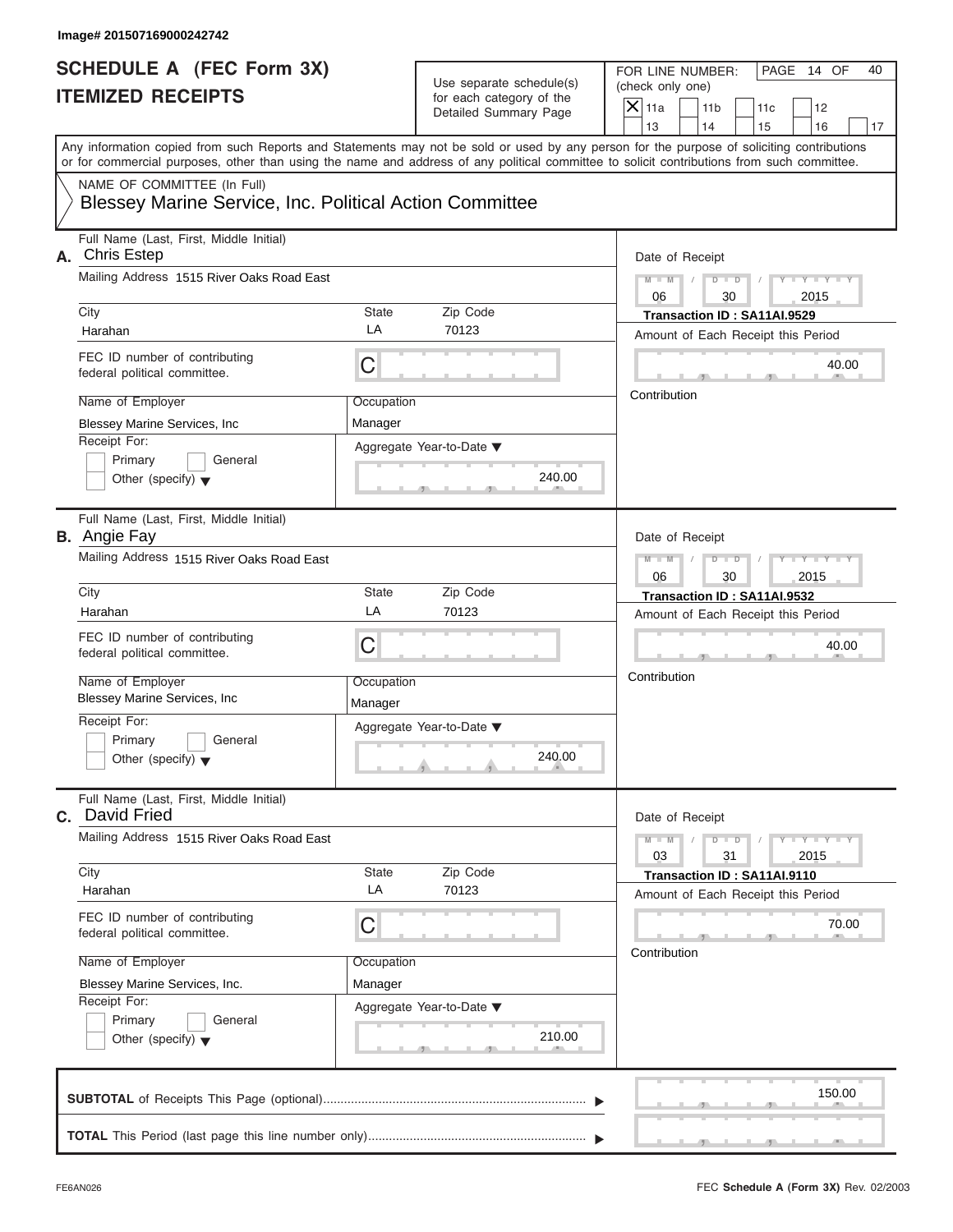Image# 201507169000242742

# SCHEDULE A (FEC Form 3X)
# ITEMIZED RECEIPTS

Use separate schedule(s) for each category of the Detailed Summary Page

FOR LINE NUMBER: (check only one)

- [X] 11a
- [ ] 11b
- [ ] 11c
- [ ] 12
- [ ] 13
- [ ] 14
- [ ] 15
- [ ] 16
- [ ] 17

PAGE 14 OF 40

Any information copied from such Reports and Statements may not be sold or used by any person for the purpose of soliciting contributions or for commercial purposes, other than using the name and address of any political committee to solicit contributions from such committee.

NAME OF COMMITTEE (In Full)
Blessey Marine Service, Inc. Political Action Committee

---

**A.** Full Name (Last, First, Middle Initial): Chris Estep

Mailing Address: 1515 River Oaks Road East

City: Harahan | State: LA | Zip Code: 70123

FEC ID number of contributing federal political committee: C

Name of Employer: Blessey Marine Services, Inc

Occupation: Manager

Receipt For: Primary / General / Other (specify)

Aggregate Year-to-Date: 240.00

Date of Receipt: 06 / 30 / 2015

Transaction ID : SA11AI.9529

Amount of Each Receipt this Period: 40.00

Contribution

---

**B.** Full Name (Last, First, Middle Initial): Angie Fay

Mailing Address: 1515 River Oaks Road East

City: Harahan | State: LA | Zip Code: 70123

FEC ID number of contributing federal political committee: C

Name of Employer: Blessey Marine Services, Inc

Occupation: Manager

Receipt For: Primary / General / Other (specify)

Aggregate Year-to-Date: 240.00

Date of Receipt: 06 / 30 / 2015

Transaction ID : SA11AI.9532

Amount of Each Receipt this Period: 40.00

Contribution

---

**C.** Full Name (Last, First, Middle Initial): David Fried

Mailing Address: 1515 River Oaks Road East

City: Harahan | State: LA | Zip Code: 70123

FEC ID number of contributing federal political committee: C

Name of Employer: Blessey Marine Services, Inc.

Occupation: Manager

Receipt For: Primary / General / Other (specify)

Aggregate Year-to-Date: 210.00

Date of Receipt: 03 / 31 / 2015

Transaction ID : SA11AI.9110

Amount of Each Receipt this Period: 70.00

Contribution

---

**SUBTOTAL** of Receipts This Page (optional): 150.00

**TOTAL** This Period (last page this line number only):

FE6AN026

FEC **Schedule A** (Form 3X) Rev. 02/2003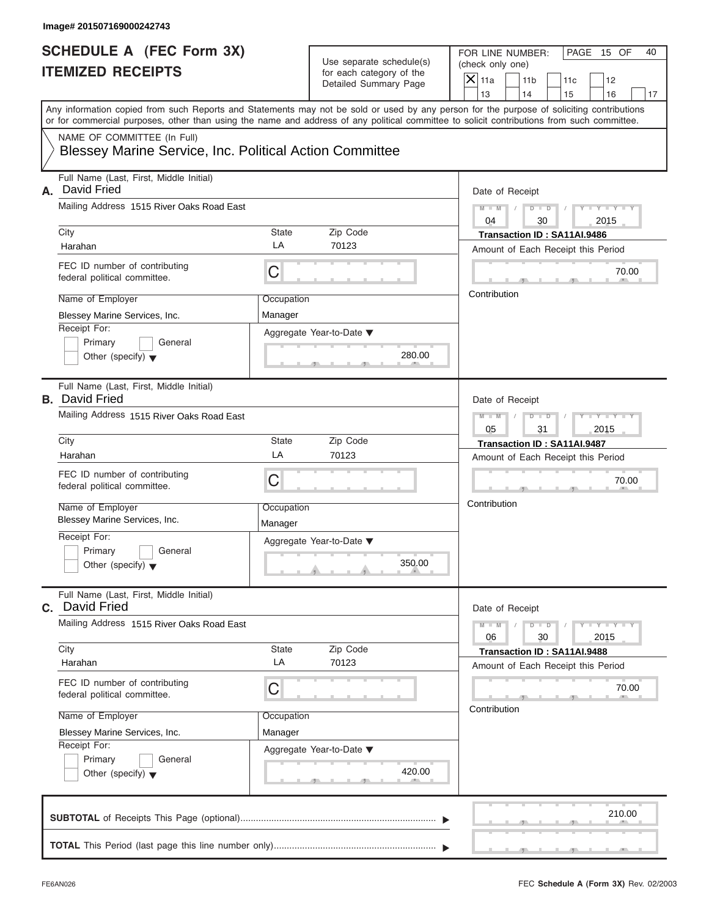Image# 201507169000242743

# SCHEDULE A (FEC Form 3X)
# ITEMIZED RECEIPTS

Use separate schedule(s) for each category of the Detailed Summary Page

FOR LINE NUMBER: (check only one)

- [X] 11a
- [ ] 11b
- [ ] 11c
- [ ] 12
- [ ] 13
- [ ] 14
- [ ] 15
- [ ] 16
- [ ] 17

PAGE 15 OF 40

Any information copied from such Reports and Statements may not be sold or used by any person for the purpose of soliciting contributions or for commercial purposes, other than using the name and address of any political committee to solicit contributions from such committee.

NAME OF COMMITTEE (In Full)
Blessey Marine Service, Inc. Political Action Committee

---

**A.** Full Name (Last, First, Middle Initial): David Fried

Mailing Address: 1515 River Oaks Road East

City: Harahan | State: LA | Zip Code: 70123

FEC ID number of contributing federal political committee: C

Name of Employer: Blessey Marine Services, Inc.

Occupation: Manager

Receipt For: Primary / General / Other (specify)

Aggregate Year-to-Date: 280.00

Date of Receipt: 04 / 30 / 2015

Transaction ID : SA11AI.9486

Amount of Each Receipt this Period: 70.00

Contribution

---

**B.** Full Name (Last, First, Middle Initial): David Fried

Mailing Address: 1515 River Oaks Road East

City: Harahan | State: LA | Zip Code: 70123

FEC ID number of contributing federal political committee: C

Name of Employer: Blessey Marine Services, Inc.

Occupation: Manager

Receipt For: Primary / General / Other (specify)

Aggregate Year-to-Date: 350.00

Date of Receipt: 05 / 31 / 2015

Transaction ID : SA11AI.9487

Amount of Each Receipt this Period: 70.00

Contribution

---

**C.** Full Name (Last, First, Middle Initial): David Fried

Mailing Address: 1515 River Oaks Road East

City: Harahan | State: LA | Zip Code: 70123

FEC ID number of contributing federal political committee: C

Name of Employer: Blessey Marine Services, Inc.

Occupation: Manager

Receipt For: Primary / General / Other (specify)

Aggregate Year-to-Date: 420.00

Date of Receipt: 06 / 30 / 2015

Transaction ID : SA11AI.9488

Amount of Each Receipt this Period: 70.00

Contribution

---

**SUBTOTAL** of Receipts This Page (optional): 210.00

**TOTAL** This Period (last page this line number only):

FE6AN026

FEC **Schedule A (Form 3X)** Rev. 02/2003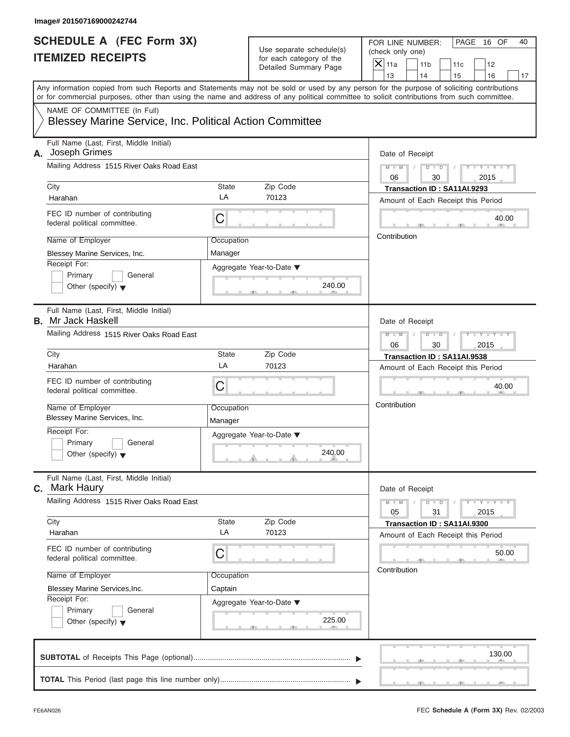Image# 201507169000242744

# SCHEDULE A (FEC Form 3X)
# ITEMIZED RECEIPTS

Use separate schedule(s) for each category of the Detailed Summary Page

FOR LINE NUMBER: (check only one)

- [X] 11a
- [ ] 11b
- [ ] 11c
- [ ] 12
- [ ] 13
- [ ] 14
- [ ] 15
- [ ] 16
- [ ] 17

PAGE 16 OF 40

Any information copied from such Reports and Statements may not be sold or used by any person for the purpose of soliciting contributions or for commercial purposes, other than using the name and address of any political committee to solicit contributions from such committee.

NAME OF COMMITTEE (In Full)

Blessey Marine Service, Inc. Political Action Committee

---

**A.** Full Name (Last, First, Middle Initial): Joseph Grimes

Mailing Address: 1515 River Oaks Road East

City: Harahan | State: LA | Zip Code: 70123

FEC ID number of contributing federal political committee: C

Name of Employer: Blessey Marine Services, Inc.

Occupation: Manager

Receipt For: Primary [ ] General [ ] Other (specify) [ ]

Aggregate Year-to-Date: 240.00

Date of Receipt: 06 / 30 / 2015

Transaction ID : SA11AI.9293

Amount of Each Receipt this Period: 40.00

Contribution

---

**B.** Full Name (Last, First, Middle Initial): Mr Jack Haskell

Mailing Address: 1515 River Oaks Road East

City: Harahan | State: LA | Zip Code: 70123

FEC ID number of contributing federal political committee: C

Name of Employer: Blessey Marine Services, Inc.

Occupation: Manager

Receipt For: Primary [ ] General [ ] Other (specify) [ ]

Aggregate Year-to-Date: 240.00

Date of Receipt: 06 / 30 / 2015

Transaction ID : SA11AI.9538

Amount of Each Receipt this Period: 40.00

Contribution

---

**C.** Full Name (Last, First, Middle Initial): Mark Haury

Mailing Address: 1515 River Oaks Road East

City: Harahan | State: LA | Zip Code: 70123

FEC ID number of contributing federal political committee: C

Name of Employer: Blessey Marine Services,Inc.

Occupation: Captain

Receipt For: Primary [ ] General [ ] Other (specify) [ ]

Aggregate Year-to-Date: 225.00

Date of Receipt: 05 / 31 / 2015

Transaction ID : SA11AI.9300

Amount of Each Receipt this Period: 50.00

Contribution

---

**SUBTOTAL** of Receipts This Page (optional): 130.00

**TOTAL** This Period (last page this line number only):

FE6AN026 FEC Schedule A (Form 3X) Rev. 02/2003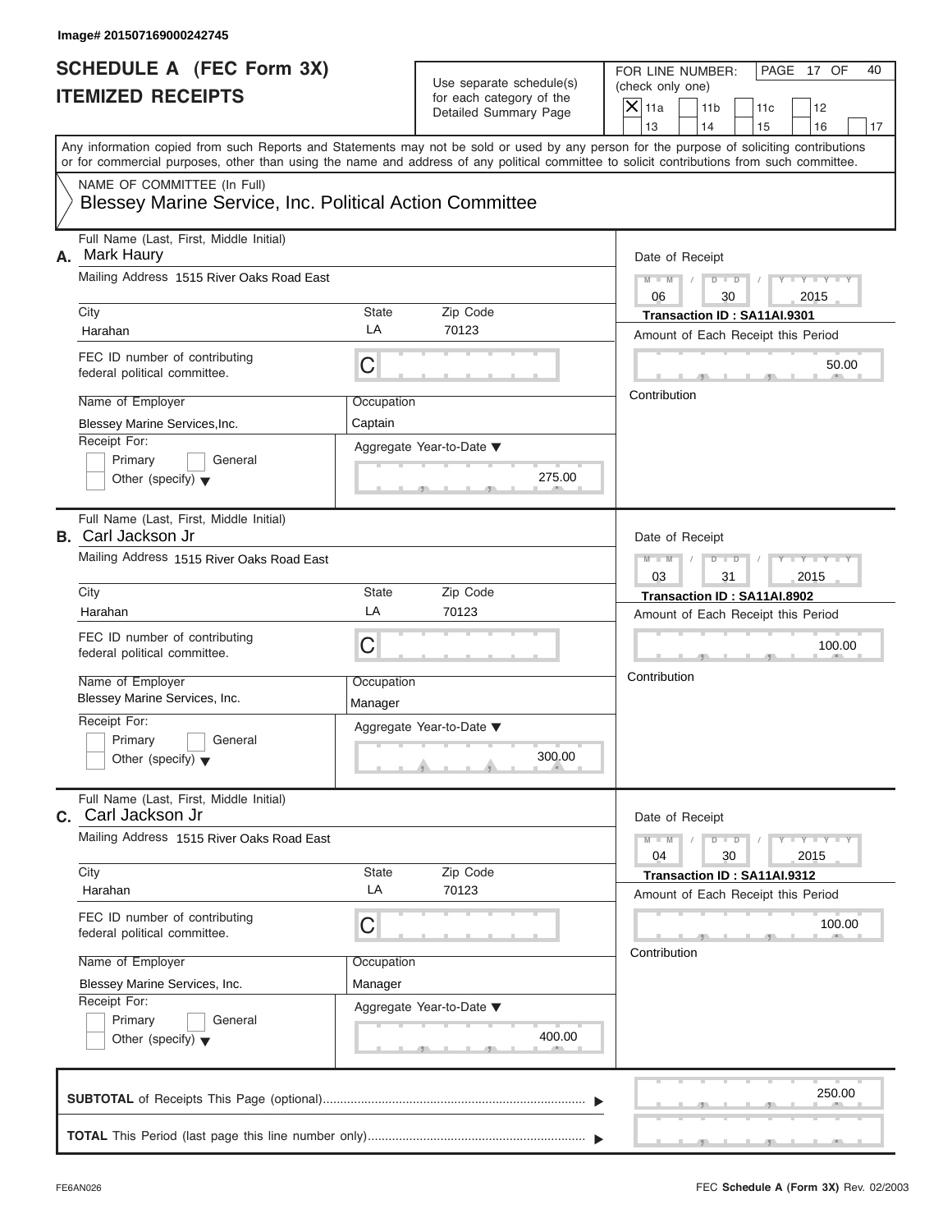Image# 201507169000242745

# SCHEDULE A (FEC Form 3X)
# ITEMIZED RECEIPTS

Use separate schedule(s) for each category of the Detailed Summary Page

FOR LINE NUMBER: (check only one)

- [X] 11a
- [ ] 11b
- [ ] 11c
- [ ] 12
- [ ] 13
- [ ] 14
- [ ] 15
- [ ] 16
- [ ] 17

PAGE 17 OF 40

Any information copied from such Reports and Statements may not be sold or used by any person for the purpose of soliciting contributions or for commercial purposes, other than using the name and address of any political committee to solicit contributions from such committee.

NAME OF COMMITTEE (In Full)

Blessey Marine Service, Inc. Political Action Committee

---

**A.** Full Name (Last, First, Middle Initial): Mark Haury

Mailing Address: 1515 River Oaks Road East

City: Harahan | State: LA | Zip Code: 70123

FEC ID number of contributing federal political committee: C

Name of Employer: Blessey Marine Services,Inc.

Occupation: Captain

Receipt For: [ ] Primary [ ] General [ ] Other (specify)

Aggregate Year-to-Date: 275.00

Date of Receipt: 06 / 30 / 2015

Transaction ID : SA11AI.9301

Amount of Each Receipt this Period: 50.00

Contribution

---

**B.** Full Name (Last, First, Middle Initial): Carl Jackson Jr

Mailing Address: 1515 River Oaks Road East

City: Harahan | State: LA | Zip Code: 70123

FEC ID number of contributing federal political committee: C

Name of Employer: Blessey Marine Services, Inc.

Occupation: Manager

Receipt For: [ ] Primary [ ] General [ ] Other (specify)

Aggregate Year-to-Date: 300.00

Date of Receipt: 03 / 31 / 2015

Transaction ID : SA11AI.8902

Amount of Each Receipt this Period: 100.00

Contribution

---

**C.** Full Name (Last, First, Middle Initial): Carl Jackson Jr

Mailing Address: 1515 River Oaks Road East

City: Harahan | State: LA | Zip Code: 70123

FEC ID number of contributing federal political committee: C

Name of Employer: Blessey Marine Services, Inc.

Occupation: Manager

Receipt For: [ ] Primary [ ] General [ ] Other (specify)

Aggregate Year-to-Date: 400.00

Date of Receipt: 04 / 30 / 2015

Transaction ID : SA11AI.9312

Amount of Each Receipt this Period: 100.00

Contribution

---

**SUBTOTAL** of Receipts This Page (optional): 250.00

**TOTAL** This Period (last page this line number only):

FE6AN026

FEC **Schedule A** (Form 3X) Rev. 02/2003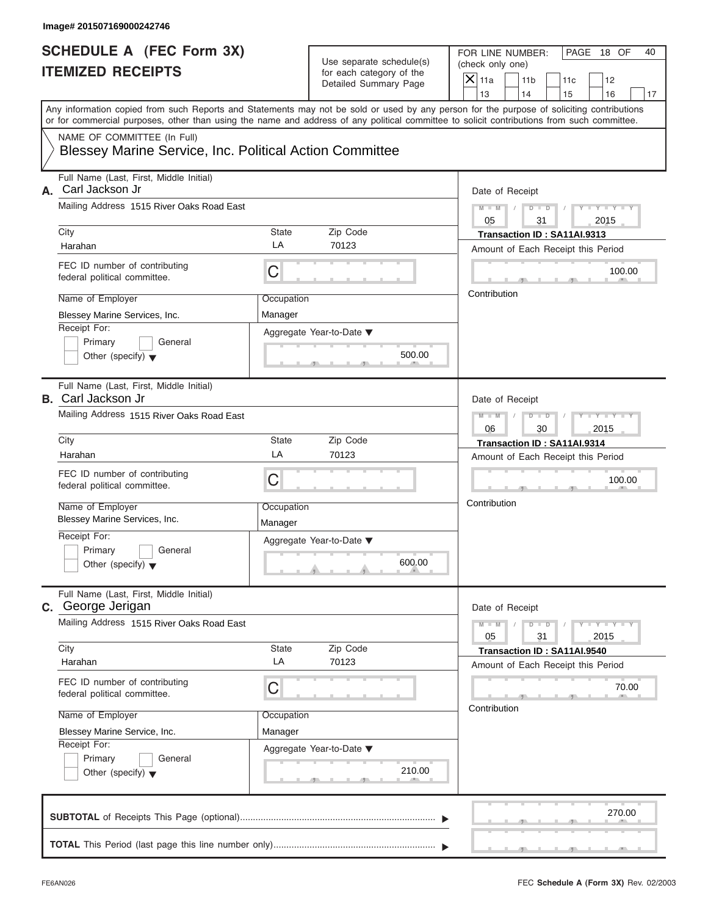Image# 201507169000242746

# SCHEDULE A (FEC Form 3X)
# ITEMIZED RECEIPTS

Use separate schedule(s) for each category of the Detailed Summary Page

FOR LINE NUMBER: (check only one)

- [X] 11a
- [ ] 11b
- [ ] 11c
- [ ] 12
- [ ] 13
- [ ] 14
- [ ] 15
- [ ] 16
- [ ] 17

PAGE 18 OF 40

Any information copied from such Reports and Statements may not be sold or used by any person for the purpose of soliciting contributions or for commercial purposes, other than using the name and address of any political committee to solicit contributions from such committee.

NAME OF COMMITTEE (In Full)
Blessey Marine Service, Inc. Political Action Committee

---

**A.** Full Name (Last, First, Middle Initial): Carl Jackson Jr

Mailing Address: 1515 River Oaks Road East

City: Harahan | State: LA | Zip Code: 70123

FEC ID number of contributing federal political committee: C

Name of Employer: Blessey Marine Services, Inc.

Occupation: Manager

Receipt For: Primary / General / Other (specify)

Aggregate Year-to-Date: 500.00

Date of Receipt: 05 / 31 / 2015

Transaction ID : SA11AI.9313

Amount of Each Receipt this Period: 100.00

Contribution

---

**B.** Full Name (Last, First, Middle Initial): Carl Jackson Jr

Mailing Address: 1515 River Oaks Road East

City: Harahan | State: LA | Zip Code: 70123

FEC ID number of contributing federal political committee: C

Name of Employer: Blessey Marine Services, Inc.

Occupation: Manager

Receipt For: Primary / General / Other (specify)

Aggregate Year-to-Date: 600.00

Date of Receipt: 06 / 30 / 2015

Transaction ID : SA11AI.9314

Amount of Each Receipt this Period: 100.00

Contribution

---

**C.** Full Name (Last, First, Middle Initial): George Jerigan

Mailing Address: 1515 River Oaks Road East

City: Harahan | State: LA | Zip Code: 70123

FEC ID number of contributing federal political committee: C

Name of Employer: Blessey Marine Service, Inc.

Occupation: Manager

Receipt For: Primary / General / Other (specify)

Aggregate Year-to-Date: 210.00

Date of Receipt: 05 / 31 / 2015

Transaction ID : SA11AI.9540

Amount of Each Receipt this Period: 70.00

Contribution

---

**SUBTOTAL** of Receipts This Page (optional): 270.00

**TOTAL** This Period (last page this line number only):

FE6AN026

FEC **Schedule A** (**Form 3X**) Rev. 02/2003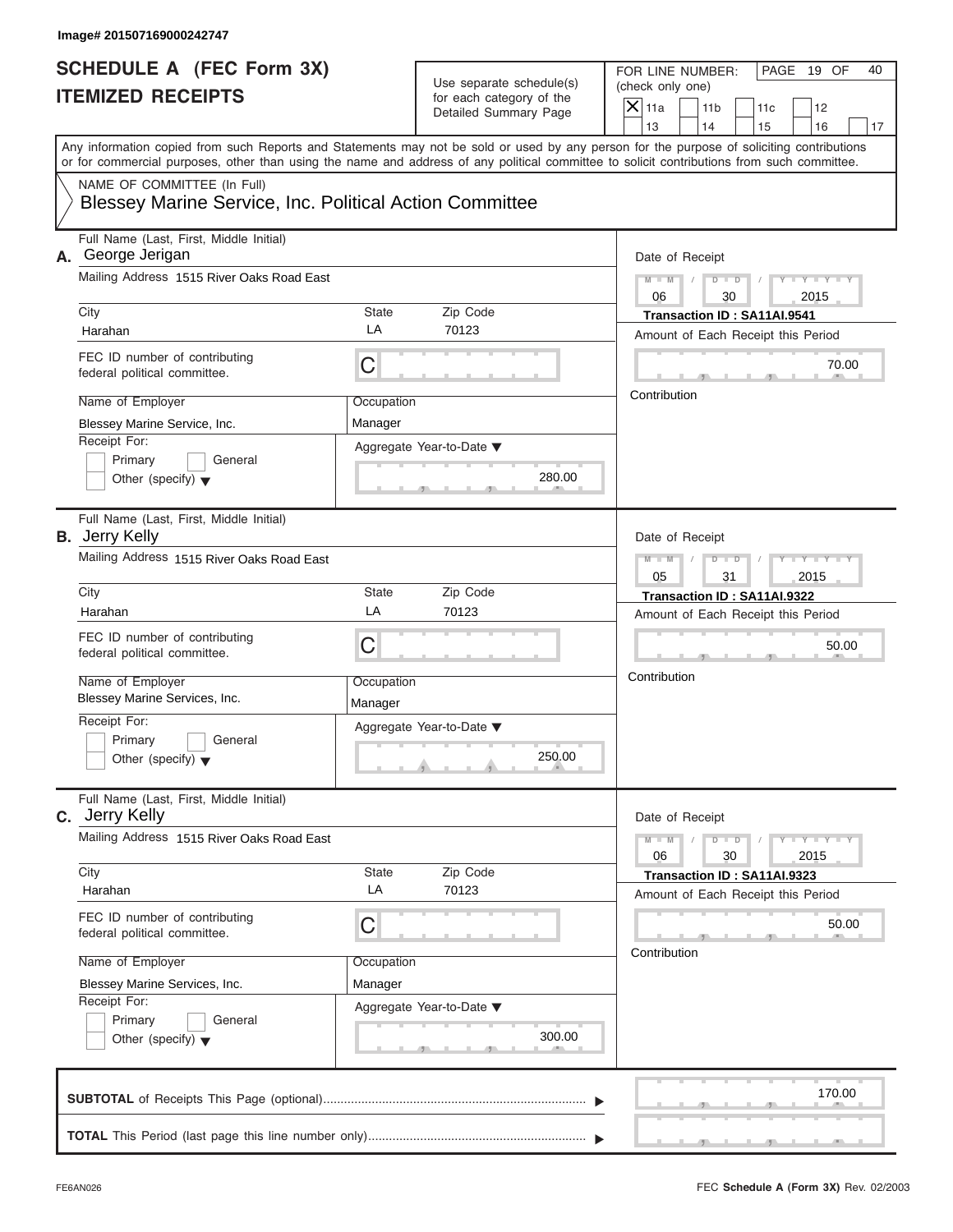Image# 201507169000242747

# SCHEDULE A (FEC Form 3X)
# ITEMIZED RECEIPTS

Use separate schedule(s) for each category of the Detailed Summary Page

FOR LINE NUMBER: (check only one)

- [X] 11a
- [ ] 11b
- [ ] 11c
- [ ] 12
- [ ] 13
- [ ] 14
- [ ] 15
- [ ] 16
- [ ] 17

PAGE 19 OF 40

Any information copied from such Reports and Statements may not be sold or used by any person for the purpose of soliciting contributions or for commercial purposes, other than using the name and address of any political committee to solicit contributions from such committee.

NAME OF COMMITTEE (In Full)
Blessey Marine Service, Inc. Political Action Committee

---

**A.** Full Name (Last, First, Middle Initial): George Jerigan

Mailing Address: 1515 River Oaks Road East

City: Harahan | State: LA | Zip Code: 70123

FEC ID number of contributing federal political committee: C

Name of Employer: Blessey Marine Service, Inc.

Occupation: Manager

Receipt For: Primary / General / Other (specify)

Aggregate Year-to-Date: 280.00

Date of Receipt: 06 / 30 / 2015

Transaction ID : SA11AI.9541

Amount of Each Receipt this Period: 70.00

Contribution

---

**B.** Full Name (Last, First, Middle Initial): Jerry Kelly

Mailing Address: 1515 River Oaks Road East

City: Harahan | State: LA | Zip Code: 70123

FEC ID number of contributing federal political committee: C

Name of Employer: Blessey Marine Services, Inc.

Occupation: Manager

Receipt For: Primary / General / Other (specify)

Aggregate Year-to-Date: 250.00

Date of Receipt: 05 / 31 / 2015

Transaction ID : SA11AI.9322

Amount of Each Receipt this Period: 50.00

Contribution

---

**C.** Full Name (Last, First, Middle Initial): Jerry Kelly

Mailing Address: 1515 River Oaks Road East

City: Harahan | State: LA | Zip Code: 70123

FEC ID number of contributing federal political committee: C

Name of Employer: Blessey Marine Services, Inc.

Occupation: Manager

Receipt For: Primary / General / Other (specify)

Aggregate Year-to-Date: 300.00

Date of Receipt: 06 / 30 / 2015

Transaction ID : SA11AI.9323

Amount of Each Receipt this Period: 50.00

Contribution

---

**SUBTOTAL** of Receipts This Page (optional): 170.00

**TOTAL** This Period (last page this line number only):

FE6AN026 — FEC **Schedule A** (Form 3X) Rev. 02/2003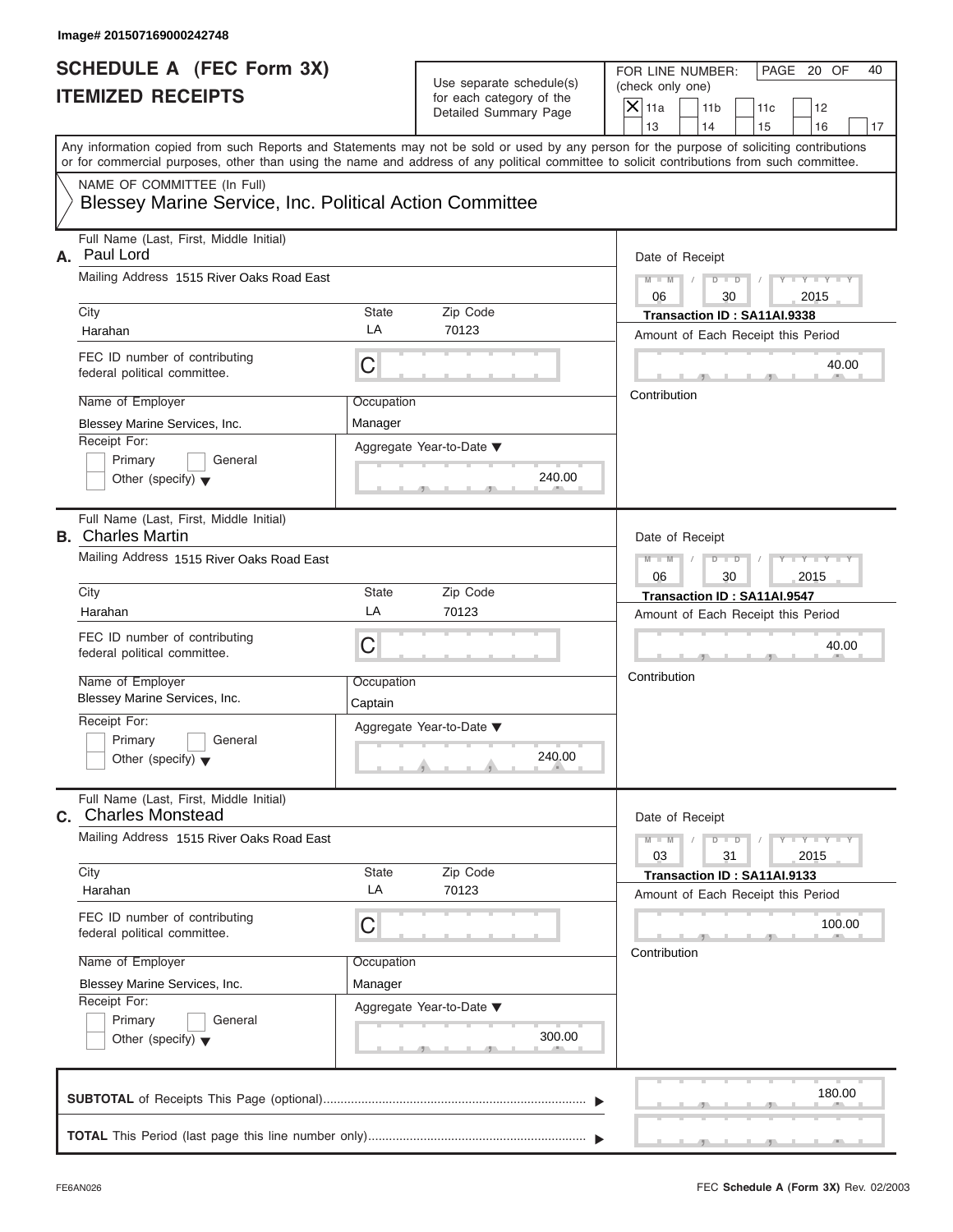Image# 201507169000242748

# SCHEDULE A (FEC Form 3X)
# ITEMIZED RECEIPTS

Use separate schedule(s) for each category of the Detailed Summary Page

FOR LINE NUMBER: (check only one)

- [X] 11a
- [ ] 11b
- [ ] 11c
- [ ] 12
- [ ] 13
- [ ] 14
- [ ] 15
- [ ] 16
- [ ] 17

PAGE 20 OF 40

Any information copied from such Reports and Statements may not be sold or used by any person for the purpose of soliciting contributions or for commercial purposes, other than using the name and address of any political committee to solicit contributions from such committee.

NAME OF COMMITTEE (In Full)

Blessey Marine Service, Inc. Political Action Committee

---

**A.** Full Name (Last, First, Middle Initial): Paul Lord

Mailing Address: 1515 River Oaks Road East

City: Harahan | State: LA | Zip Code: 70123

FEC ID number of contributing federal political committee: C

Name of Employer: Blessey Marine Services, Inc.

Occupation: Manager

Receipt For: Primary / General / Other (specify)

Aggregate Year-to-Date: 240.00

Date of Receipt: 06 / 30 / 2015

Transaction ID : SA11AI.9338

Amount of Each Receipt this Period: 40.00

Contribution

---

**B.** Full Name (Last, First, Middle Initial): Charles Martin

Mailing Address: 1515 River Oaks Road East

City: Harahan | State: LA | Zip Code: 70123

FEC ID number of contributing federal political committee: C

Name of Employer: Blessey Marine Services, Inc.

Occupation: Captain

Receipt For: Primary / General / Other (specify)

Aggregate Year-to-Date: 240.00

Date of Receipt: 06 / 30 / 2015

Transaction ID : SA11AI.9547

Amount of Each Receipt this Period: 40.00

Contribution

---

**C.** Full Name (Last, First, Middle Initial): Charles Monstead

Mailing Address: 1515 River Oaks Road East

City: Harahan | State: LA | Zip Code: 70123

FEC ID number of contributing federal political committee: C

Name of Employer: Blessey Marine Services, Inc.

Occupation: Manager

Receipt For: Primary / General / Other (specify)

Aggregate Year-to-Date: 300.00

Date of Receipt: 03 / 31 / 2015

Transaction ID : SA11AI.9133

Amount of Each Receipt this Period: 100.00

Contribution

---

**SUBTOTAL** of Receipts This Page (optional): 180.00

**TOTAL** This Period (last page this line number only):

FE6AN026

FEC **Schedule A** (Form 3X) Rev. 02/2003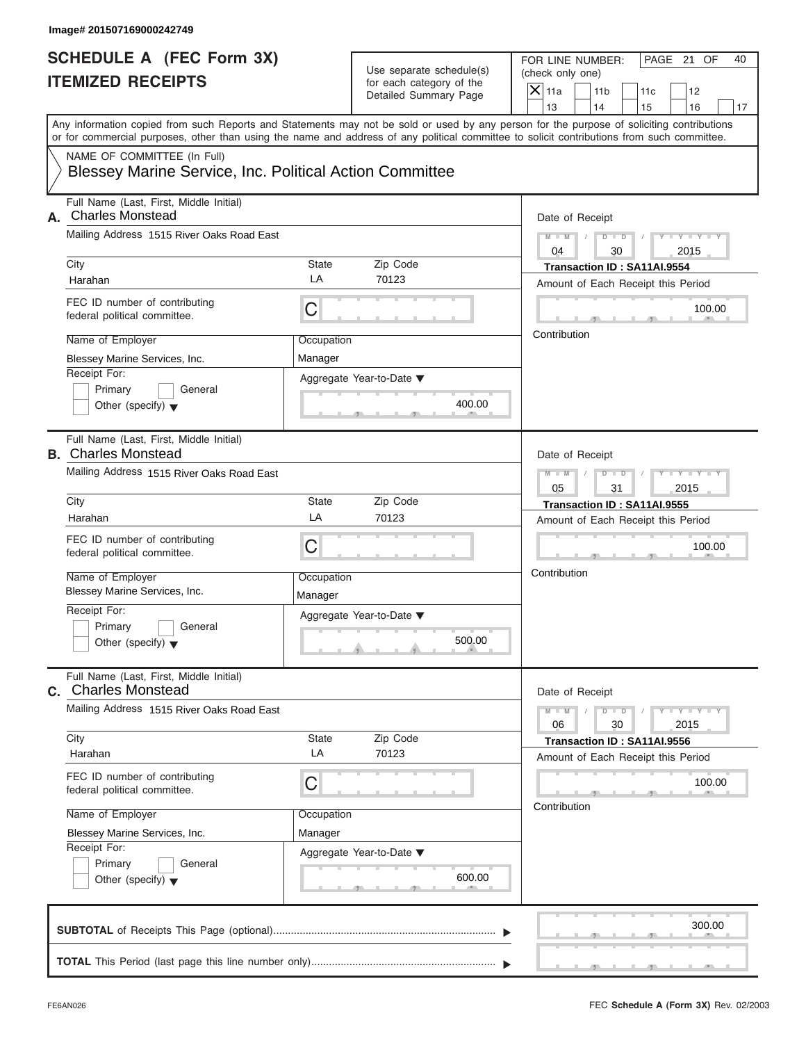Image# 201507169000242749

# SCHEDULE A (FEC Form 3X)
# ITEMIZED RECEIPTS

Use separate schedule(s) for each category of the Detailed Summary Page

FOR LINE NUMBER: (check only one)

- [X] 11a
- [ ] 11b
- [ ] 11c
- [ ] 12
- [ ] 13
- [ ] 14
- [ ] 15
- [ ] 16
- [ ] 17

PAGE 21 OF 40

Any information copied from such Reports and Statements may not be sold or used by any person for the purpose of soliciting contributions or for commercial purposes, other than using the name and address of any political committee to solicit contributions from such committee.

NAME OF COMMITTEE (In Full)
Blessey Marine Service, Inc. Political Action Committee

---

**A.** Full Name (Last, First, Middle Initial): Charles Monstead

Mailing Address: 1515 River Oaks Road East

City: Harahan | State: LA | Zip Code: 70123

FEC ID number of contributing federal political committee: C

Name of Employer: Blessey Marine Services, Inc.

Occupation: Manager

Receipt For: [ ] Primary [ ] General [ ] Other (specify)

Aggregate Year-to-Date: 400.00

Date of Receipt: 04 / 30 / 2015

Transaction ID : SA11AI.9554

Amount of Each Receipt this Period: 100.00

Contribution

---

**B.** Full Name (Last, First, Middle Initial): Charles Monstead

Mailing Address: 1515 River Oaks Road East

City: Harahan | State: LA | Zip Code: 70123

FEC ID number of contributing federal political committee: C

Name of Employer: Blessey Marine Services, Inc.

Occupation: Manager

Receipt For: [ ] Primary [ ] General [ ] Other (specify)

Aggregate Year-to-Date: 500.00

Date of Receipt: 05 / 31 / 2015

Transaction ID : SA11AI.9555

Amount of Each Receipt this Period: 100.00

Contribution

---

**C.** Full Name (Last, First, Middle Initial): Charles Monstead

Mailing Address: 1515 River Oaks Road East

City: Harahan | State: LA | Zip Code: 70123

FEC ID number of contributing federal political committee: C

Name of Employer: Blessey Marine Services, Inc.

Occupation: Manager

Receipt For: [ ] Primary [ ] General [ ] Other (specify)

Aggregate Year-to-Date: 600.00

Date of Receipt: 06 / 30 / 2015

Transaction ID : SA11AI.9556

Amount of Each Receipt this Period: 100.00

Contribution

---

**SUBTOTAL** of Receipts This Page (optional): 300.00

**TOTAL** This Period (last page this line number only):

FE6AN026

FEC **Schedule A** (Form 3X) Rev. 02/2003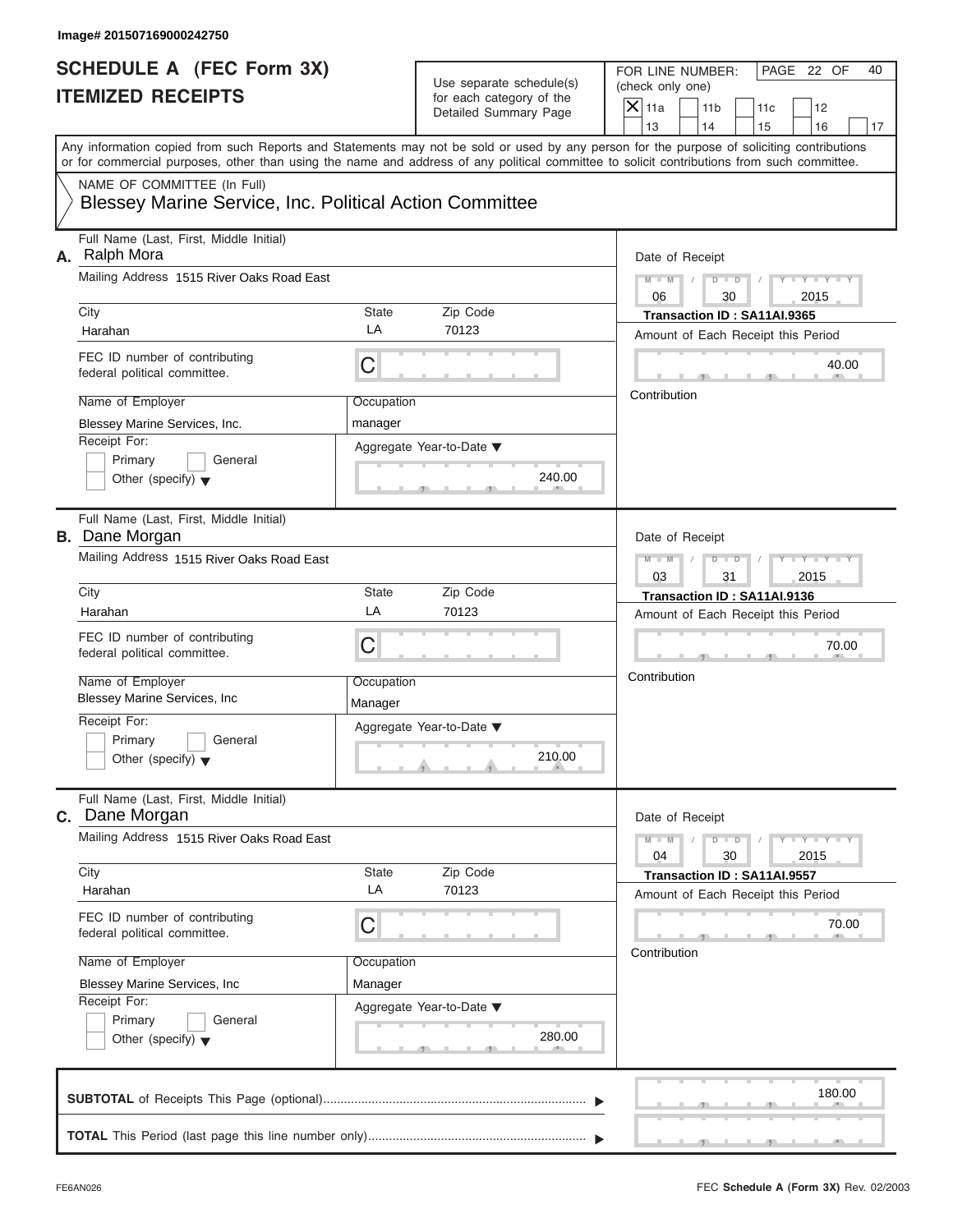Image# 201507169000242750

# SCHEDULE A (FEC Form 3X) ITEMIZED RECEIPTS

Use separate schedule(s) for each category of the Detailed Summary Page

FOR LINE NUMBER: (check only one)

- [X] 11a
- [ ] 11b
- [ ] 11c
- [ ] 12
- [ ] 13
- [ ] 14
- [ ] 15
- [ ] 16
- [ ] 17

PAGE 22 OF 40

Any information copied from such Reports and Statements may not be sold or used by any person for the purpose of soliciting contributions or for commercial purposes, other than using the name and address of any political committee to solicit contributions from such committee.

NAME OF COMMITTEE (In Full)
Blessey Marine Service, Inc. Political Action Committee

---

**A.** Full Name (Last, First, Middle Initial): Ralph Mora

Mailing Address: 1515 River Oaks Road East

City: Harahan | State: LA | Zip Code: 70123

FEC ID number of contributing federal political committee: C

Name of Employer: Blessey Marine Services, Inc.

Occupation: manager

Receipt For: [ ] Primary [ ] General [ ] Other (specify)

Aggregate Year-to-Date: 240.00

Date of Receipt: 06 / 30 / 2015

Transaction ID : SA11AI.9365

Amount of Each Receipt this Period: 40.00

Contribution

---

**B.** Full Name (Last, First, Middle Initial): Dane Morgan

Mailing Address: 1515 River Oaks Road East

City: Harahan | State: LA | Zip Code: 70123

FEC ID number of contributing federal political committee: C

Name of Employer: Blessey Marine Services, Inc

Occupation: Manager

Receipt For: [ ] Primary [ ] General [ ] Other (specify)

Aggregate Year-to-Date: 210.00

Date of Receipt: 03 / 31 / 2015

Transaction ID : SA11AI.9136

Amount of Each Receipt this Period: 70.00

Contribution

---

**C.** Full Name (Last, First, Middle Initial): Dane Morgan

Mailing Address: 1515 River Oaks Road East

City: Harahan | State: LA | Zip Code: 70123

FEC ID number of contributing federal political committee: C

Name of Employer: Blessey Marine Services, Inc

Occupation: Manager

Receipt For: [ ] Primary [ ] General [ ] Other (specify)

Aggregate Year-to-Date: 280.00

Date of Receipt: 04 / 30 / 2015

Transaction ID : SA11AI.9557

Amount of Each Receipt this Period: 70.00

Contribution

---

**SUBTOTAL** of Receipts This Page (optional): 180.00

**TOTAL** This Period (last page this line number only):

FE6AN026

FEC **Schedule A** (Form 3X) Rev. 02/2003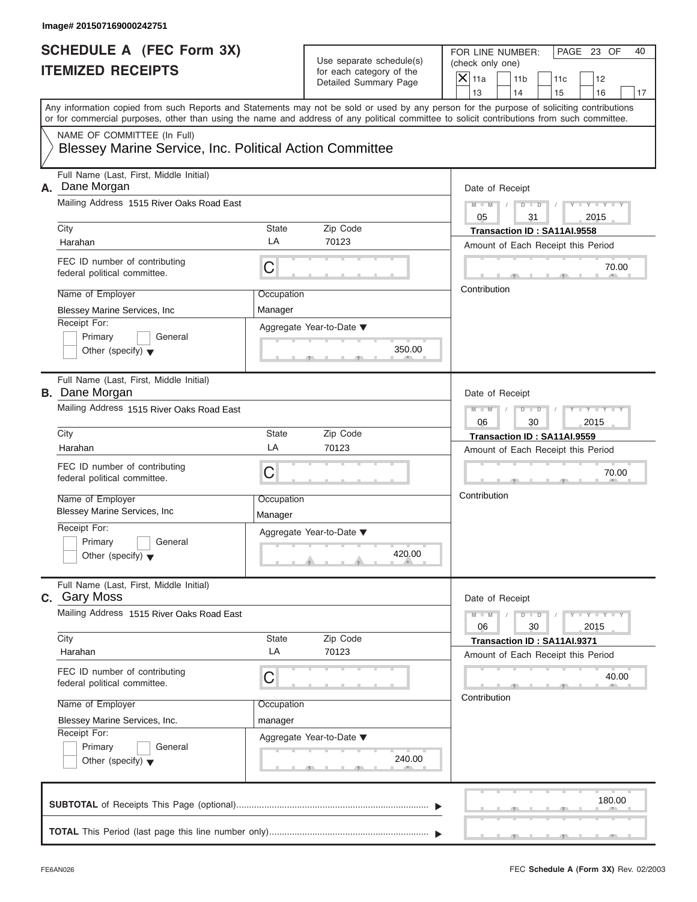Image# 201507169000242751

# SCHEDULE A (FEC Form 3X)
# ITEMIZED RECEIPTS

Use separate schedule(s) for each category of the Detailed Summary Page

FOR LINE NUMBER: (check only one)

- [X] 11a
- [ ] 11b
- [ ] 11c
- [ ] 12
- [ ] 13
- [ ] 14
- [ ] 15
- [ ] 16
- [ ] 17

PAGE 23 OF 40

Any information copied from such Reports and Statements may not be sold or used by any person for the purpose of soliciting contributions or for commercial purposes, other than using the name and address of any political committee to solicit contributions from such committee.

NAME OF COMMITTEE (In Full)

Blessey Marine Service, Inc. Political Action Committee

---

**A.** Full Name (Last, First, Middle Initial): Dane Morgan

Mailing Address: 1515 River Oaks Road East

City: Harahan | State: LA | Zip Code: 70123

FEC ID number of contributing federal political committee: C

Name of Employer: Blessey Marine Services, Inc

Occupation: Manager

Receipt For: Primary / General / Other (specify)

Aggregate Year-to-Date: 350.00

Date of Receipt: 05 / 31 / 2015

Transaction ID : SA11AI.9558

Amount of Each Receipt this Period: 70.00

Contribution

---

**B.** Full Name (Last, First, Middle Initial): Dane Morgan

Mailing Address: 1515 River Oaks Road East

City: Harahan | State: LA | Zip Code: 70123

FEC ID number of contributing federal political committee: C

Name of Employer: Blessey Marine Services, Inc

Occupation: Manager

Receipt For: Primary / General / Other (specify)

Aggregate Year-to-Date: 420.00

Date of Receipt: 06 / 30 / 2015

Transaction ID : SA11AI.9559

Amount of Each Receipt this Period: 70.00

Contribution

---

**C.** Full Name (Last, First, Middle Initial): Gary Moss

Mailing Address: 1515 River Oaks Road East

City: Harahan | State: LA | Zip Code: 70123

FEC ID number of contributing federal political committee: C

Name of Employer: Blessey Marine Services, Inc.

Occupation: manager

Receipt For: Primary / General / Other (specify)

Aggregate Year-to-Date: 240.00

Date of Receipt: 06 / 30 / 2015

Transaction ID : SA11AI.9371

Amount of Each Receipt this Period: 40.00

Contribution

---

**SUBTOTAL** of Receipts This Page (optional): 180.00

**TOTAL** This Period (last page this line number only):

FE6AN026

FEC **Schedule A (Form 3X)** Rev. 02/2003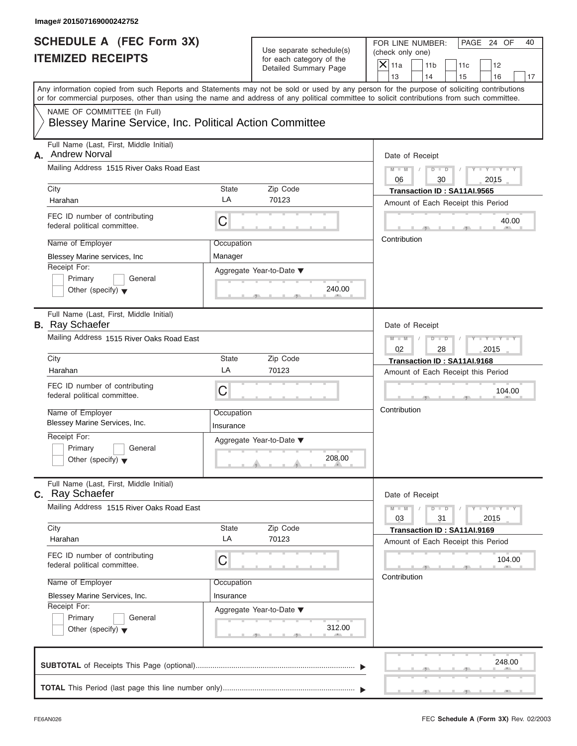Image# 201507169000242752

# SCHEDULE A (FEC Form 3X)
## ITEMIZED RECEIPTS

Use separate schedule(s) for each category of the Detailed Summary Page

FOR LINE NUMBER: (check only one)

- [X] 11a
- [ ] 11b
- [ ] 11c
- [ ] 12
- [ ] 13
- [ ] 14
- [ ] 15
- [ ] 16
- [ ] 17

PAGE 24 OF 40

Any information copied from such Reports and Statements may not be sold or used by any person for the purpose of soliciting contributions or for commercial purposes, other than using the name and address of any political committee to solicit contributions from such committee.

NAME OF COMMITTEE (In Full)
Blessey Marine Service, Inc. Political Action Committee

---

**A.** Full Name (Last, First, Middle Initial): Andrew Norval

Mailing Address: 1515 River Oaks Road East

City: Harahan | State: LA | Zip Code: 70123

FEC ID number of contributing federal political committee: C

Name of Employer: Blessey Marine services, Inc

Occupation: Manager

Receipt For: Primary / General / Other (specify)

Aggregate Year-to-Date: 240.00

Date of Receipt: 06 / 30 / 2015

Transaction ID : SA11AI.9565

Amount of Each Receipt this Period: 40.00

Contribution

---

**B.** Full Name (Last, First, Middle Initial): Ray Schaefer

Mailing Address: 1515 River Oaks Road East

City: Harahan | State: LA | Zip Code: 70123

FEC ID number of contributing federal political committee: C

Name of Employer: Blessey Marine Services, Inc.

Occupation: Insurance

Receipt For: Primary / General / Other (specify)

Aggregate Year-to-Date: 208.00

Date of Receipt: 02 / 28 / 2015

Transaction ID : SA11AI.9168

Amount of Each Receipt this Period: 104.00

Contribution

---

**C.** Full Name (Last, First, Middle Initial): Ray Schaefer

Mailing Address: 1515 River Oaks Road East

City: Harahan | State: LA | Zip Code: 70123

FEC ID number of contributing federal political committee: C

Name of Employer: Blessey Marine Services, Inc.

Occupation: Insurance

Receipt For: Primary / General / Other (specify)

Aggregate Year-to-Date: 312.00

Date of Receipt: 03 / 31 / 2015

Transaction ID : SA11AI.9169

Amount of Each Receipt this Period: 104.00

Contribution

---

**SUBTOTAL** of Receipts This Page (optional): 248.00

**TOTAL** This Period (last page this line number only):

FE6AN026

FEC **Schedule A** (Form 3X) Rev. 02/2003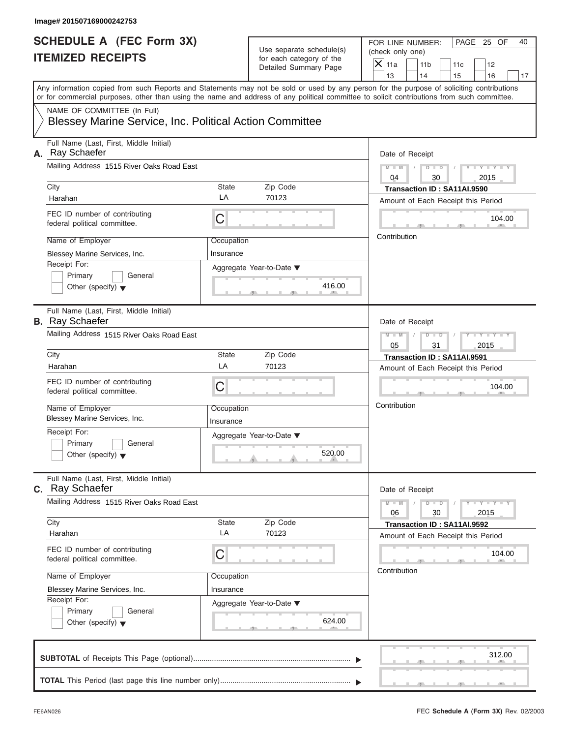Image# 201507169000242753

# SCHEDULE A (FEC Form 3X) ITEMIZED RECEIPTS

Use separate schedule(s) for each category of the Detailed Summary Page

FOR LINE NUMBER: (check only one)

- [X] 11a
- [ ] 11b
- [ ] 11c
- [ ] 12
- [ ] 13
- [ ] 14
- [ ] 15
- [ ] 16
- [ ] 17

PAGE 25 OF 40

Any information copied from such Reports and Statements may not be sold or used by any person for the purpose of soliciting contributions or for commercial purposes, other than using the name and address of any political committee to solicit contributions from such committee.

NAME OF COMMITTEE (In Full)

Blessey Marine Service, Inc. Political Action Committee

---

**A.** Full Name (Last, First, Middle Initial): Ray Schaefer

Mailing Address: 1515 River Oaks Road East

City: Harahan | State: LA | Zip Code: 70123

FEC ID number of contributing federal political committee: C

Name of Employer: Blessey Marine Services, Inc.

Occupation: Insurance

Receipt For: Primary / General / Other (specify)

Aggregate Year-to-Date: 416.00

Date of Receipt: 04 / 30 / 2015

Transaction ID : SA11AI.9590

Amount of Each Receipt this Period: 104.00

Contribution

---

**B.** Full Name (Last, First, Middle Initial): Ray Schaefer

Mailing Address: 1515 River Oaks Road East

City: Harahan | State: LA | Zip Code: 70123

FEC ID number of contributing federal political committee: C

Name of Employer: Blessey Marine Services, Inc.

Occupation: Insurance

Receipt For: Primary / General / Other (specify)

Aggregate Year-to-Date: 520.00

Date of Receipt: 05 / 31 / 2015

Transaction ID : SA11AI.9591

Amount of Each Receipt this Period: 104.00

Contribution

---

**C.** Full Name (Last, First, Middle Initial): Ray Schaefer

Mailing Address: 1515 River Oaks Road East

City: Harahan | State: LA | Zip Code: 70123

FEC ID number of contributing federal political committee: C

Name of Employer: Blessey Marine Services, Inc.

Occupation: Insurance

Receipt For: Primary / General / Other (specify)

Aggregate Year-to-Date: 624.00

Date of Receipt: 06 / 30 / 2015

Transaction ID : SA11AI.9592

Amount of Each Receipt this Period: 104.00

Contribution

---

**SUBTOTAL** of Receipts This Page (optional): 312.00

**TOTAL** This Period (last page this line number only):

FE6AN026

FEC Schedule A (Form 3X) Rev. 02/2003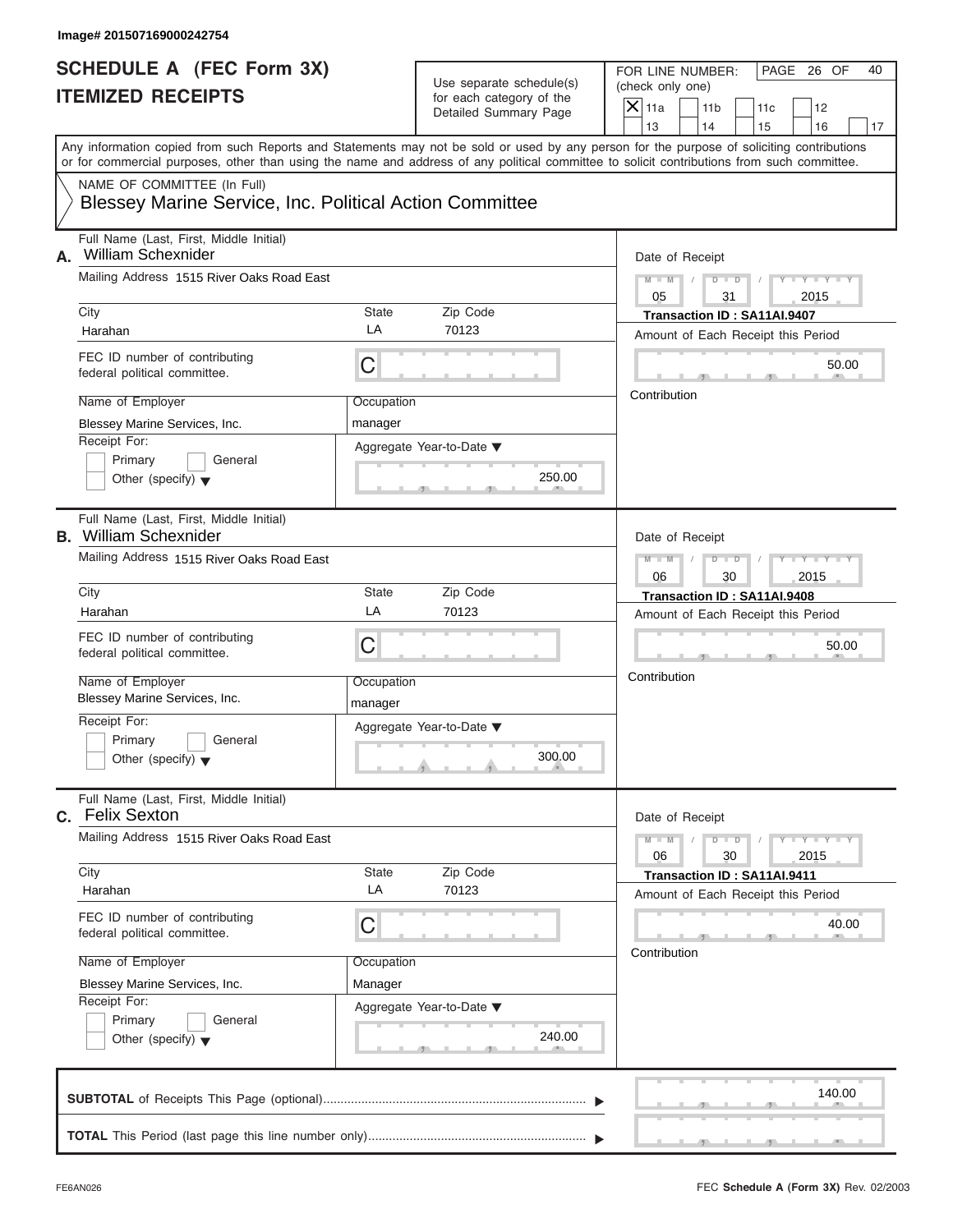Image# 201507169000242754

# SCHEDULE A (FEC Form 3X)
# ITEMIZED RECEIPTS

Use separate schedule(s) for each category of the Detailed Summary Page

FOR LINE NUMBER: (check only one)

- [X] 11a
- [ ] 11b
- [ ] 11c
- [ ] 12
- [ ] 13
- [ ] 14
- [ ] 15
- [ ] 16
- [ ] 17

Any information copied from such Reports and Statements may not be sold or used by any person for the purpose of soliciting contributions or for commercial purposes, other than using the name and address of any political committee to solicit contributions from such committee.

NAME OF COMMITTEE (In Full)
Blessey Marine Service, Inc. Political Action Committee

---

**A.** Full Name (Last, First, Middle Initial): William Schexnider

Mailing Address: 1515 River Oaks Road East

City: Harahan | State: LA | Zip Code: 70123

FEC ID number of contributing federal political committee: C

Name of Employer: Blessey Marine Services, Inc.

Occupation: manager

Receipt For: Primary / General / Other (specify)

Aggregate Year-to-Date: 250.00

Date of Receipt: 05 / 31 / 2015

Transaction ID : SA11AI.9407

Amount of Each Receipt this Period: 50.00

Contribution

---

**B.** Full Name (Last, First, Middle Initial): William Schexnider

Mailing Address: 1515 River Oaks Road East

City: Harahan | State: LA | Zip Code: 70123

FEC ID number of contributing federal political committee: C

Name of Employer: Blessey Marine Services, Inc.

Occupation: manager

Receipt For: Primary / General / Other (specify)

Aggregate Year-to-Date: 300.00

Date of Receipt: 06 / 30 / 2015

Transaction ID : SA11AI.9408

Amount of Each Receipt this Period: 50.00

Contribution

---

**C.** Full Name (Last, First, Middle Initial): Felix Sexton

Mailing Address: 1515 River Oaks Road East

City: Harahan | State: LA | Zip Code: 70123

FEC ID number of contributing federal political committee: C

Name of Employer: Blessey Marine Services, Inc.

Occupation: Manager

Receipt For: Primary / General / Other (specify)

Aggregate Year-to-Date: 240.00

Date of Receipt: 06 / 30 / 2015

Transaction ID : SA11AI.9411

Amount of Each Receipt this Period: 40.00

Contribution

---

**SUBTOTAL** of Receipts This Page (optional): 140.00

**TOTAL** This Period (last page this line number only):

FE6AN026

FEC **Schedule A** (Form 3X) Rev. 02/2003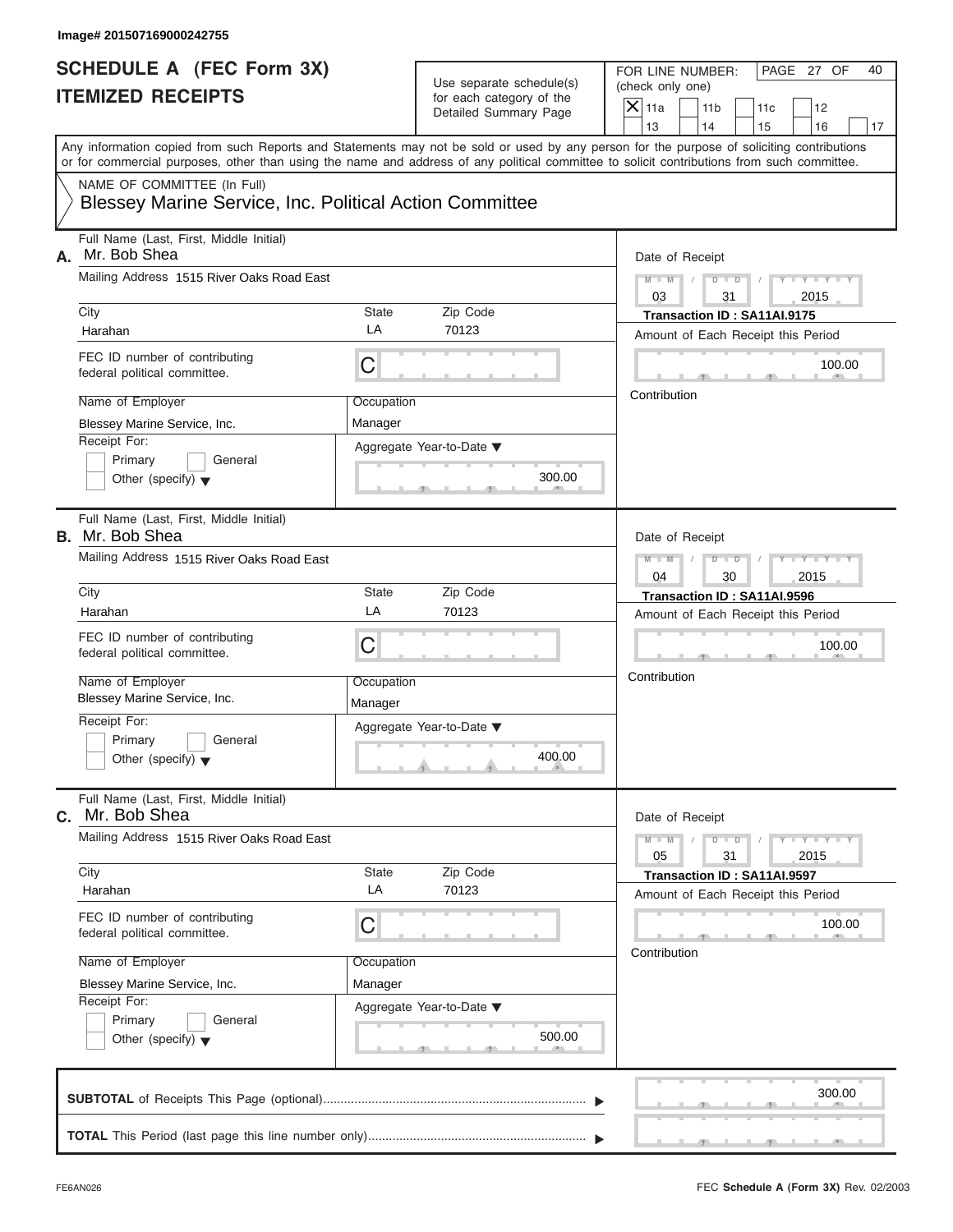Image# 201507169000242755

# SCHEDULE A (FEC Form 3X)
## ITEMIZED RECEIPTS

Use separate schedule(s) for each category of the Detailed Summary Page

FOR LINE NUMBER: (check only one)

[X] 11a [ ] 11b [ ] 11c [ ] 12 [ ] 13 [ ] 14 [ ] 15 [ ] 16 [ ] 17

PAGE 27 OF 40

Any information copied from such Reports and Statements may not be sold or used by any person for the purpose of soliciting contributions or for commercial purposes, other than using the name and address of any political committee to solicit contributions from such committee.

NAME OF COMMITTEE (In Full)

Blessey Marine Service, Inc. Political Action Committee

---

**A.** Full Name (Last, First, Middle Initial): Mr. Bob Shea

Mailing Address: 1515 River Oaks Road East

City: Harahan | State: LA | Zip Code: 70123

FEC ID number of contributing federal political committee: C

Name of Employer: Blessey Marine Service, Inc.

Occupation: Manager

Receipt For: [ ] Primary [ ] General [ ] Other (specify)

Aggregate Year-to-Date: 300.00

Date of Receipt: 03 / 31 / 2015

Transaction ID : SA11AI.9175

Amount of Each Receipt this Period: 100.00

Contribution

---

**B.** Full Name (Last, First, Middle Initial): Mr. Bob Shea

Mailing Address: 1515 River Oaks Road East

City: Harahan | State: LA | Zip Code: 70123

FEC ID number of contributing federal political committee: C

Name of Employer: Blessey Marine Service, Inc.

Occupation: Manager

Receipt For: [ ] Primary [ ] General [ ] Other (specify)

Aggregate Year-to-Date: 400.00

Date of Receipt: 04 / 30 / 2015

Transaction ID : SA11AI.9596

Amount of Each Receipt this Period: 100.00

Contribution

---

**C.** Full Name (Last, First, Middle Initial): Mr. Bob Shea

Mailing Address: 1515 River Oaks Road East

City: Harahan | State: LA | Zip Code: 70123

FEC ID number of contributing federal political committee: C

Name of Employer: Blessey Marine Service, Inc.

Occupation: Manager

Receipt For: [ ] Primary [ ] General [ ] Other (specify)

Aggregate Year-to-Date: 500.00

Date of Receipt: 05 / 31 / 2015

Transaction ID : SA11AI.9597

Amount of Each Receipt this Period: 100.00

Contribution

---

**SUBTOTAL** of Receipts This Page (optional): 300.00

**TOTAL** This Period (last page this line number only):

FE6AN026

FEC **Schedule A** (Form 3X) Rev. 02/2003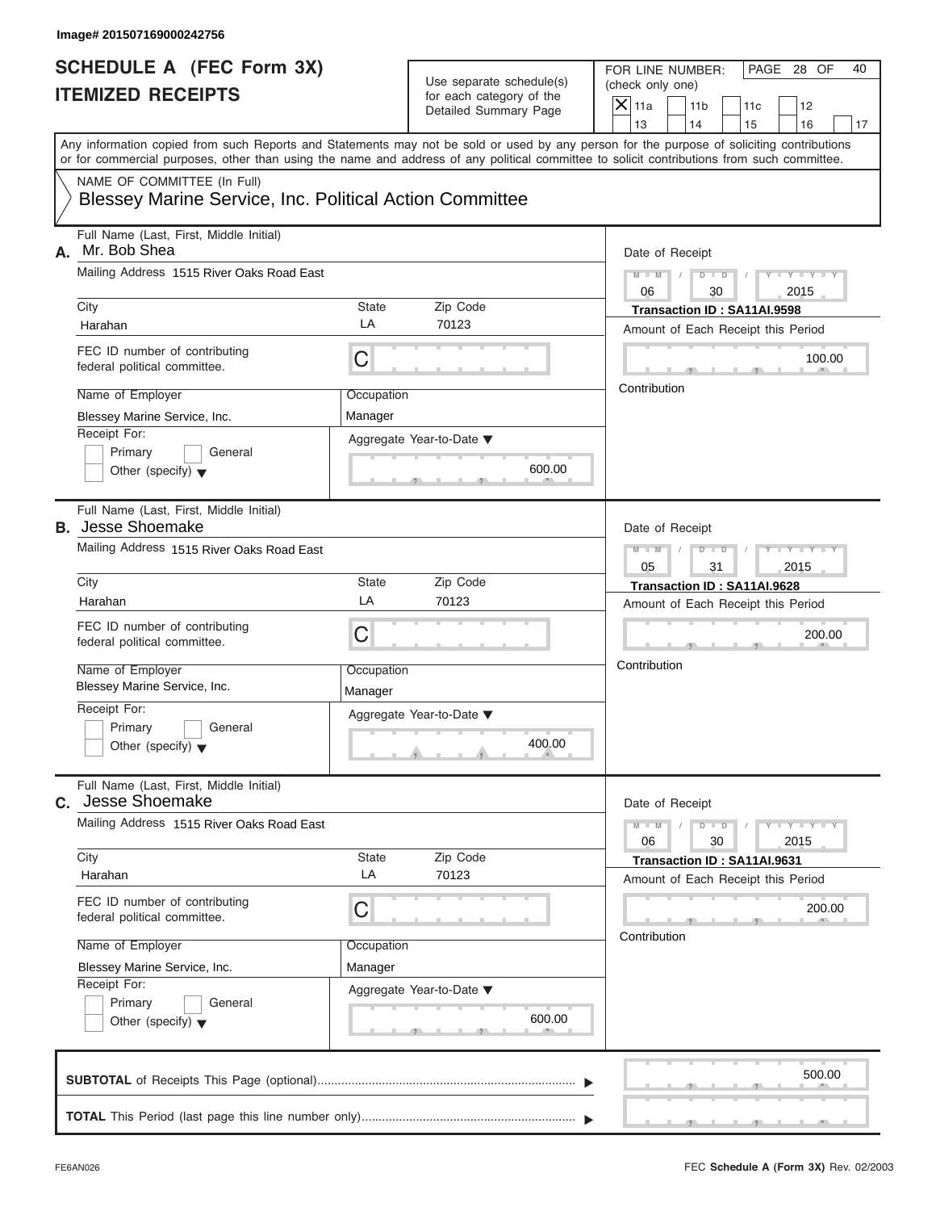Image# 201507169000242756

# SCHEDULE A (FEC Form 3X) ITEMIZED RECEIPTS

Use separate schedule(s) for each category of the Detailed Summary Page

FOR LINE NUMBER: (check only one)

PAGE 28 OF 40

- [X] 11a
- [ ] 11b
- [ ] 11c
- [ ] 12
- [ ] 13
- [ ] 14
- [ ] 15
- [ ] 16
- [ ] 17

Any information copied from such Reports and Statements may not be sold or used by any person for the purpose of soliciting contributions or for commercial purposes, other than using the name and address of any political committee to solicit contributions from such committee.

NAME OF COMMITTEE (In Full)

Blessey Marine Service, Inc. Political Action Committee

---

**A.** Full Name (Last, First, Middle Initial): Mr. Bob Shea

Mailing Address: 1515 River Oaks Road East

City: Harahan | State: LA | Zip Code: 70123

FEC ID number of contributing federal political committee: C

Name of Employer: Blessey Marine Service, Inc.

Occupation: Manager

Receipt For: Primary / General / Other (specify)

Aggregate Year-to-Date: 600.00

Date of Receipt: 06 / 30 / 2015

Transaction ID : SA11AI.9598

Amount of Each Receipt this Period: 100.00

Contribution

---

**B.** Full Name (Last, First, Middle Initial): Jesse Shoemake

Mailing Address: 1515 River Oaks Road East

City: Harahan | State: LA | Zip Code: 70123

FEC ID number of contributing federal political committee: C

Name of Employer: Blessey Marine Service, Inc.

Occupation: Manager

Receipt For: Primary / General / Other (specify)

Aggregate Year-to-Date: 400.00

Date of Receipt: 05 / 31 / 2015

Transaction ID : SA11AI.9628

Amount of Each Receipt this Period: 200.00

Contribution

---

**C.** Full Name (Last, First, Middle Initial): Jesse Shoemake

Mailing Address: 1515 River Oaks Road East

City: Harahan | State: LA | Zip Code: 70123

FEC ID number of contributing federal political committee: C

Name of Employer: Blessey Marine Service, Inc.

Occupation: Manager

Receipt For: Primary / General / Other (specify)

Aggregate Year-to-Date: 600.00

Date of Receipt: 06 / 30 / 2015

Transaction ID : SA11AI.9631

Amount of Each Receipt this Period: 200.00

Contribution

---

**SUBTOTAL** of Receipts This Page (optional): 500.00

**TOTAL** This Period (last page this line number only):

FE6AN026

FEC **Schedule A (Form 3X)** Rev. 02/2003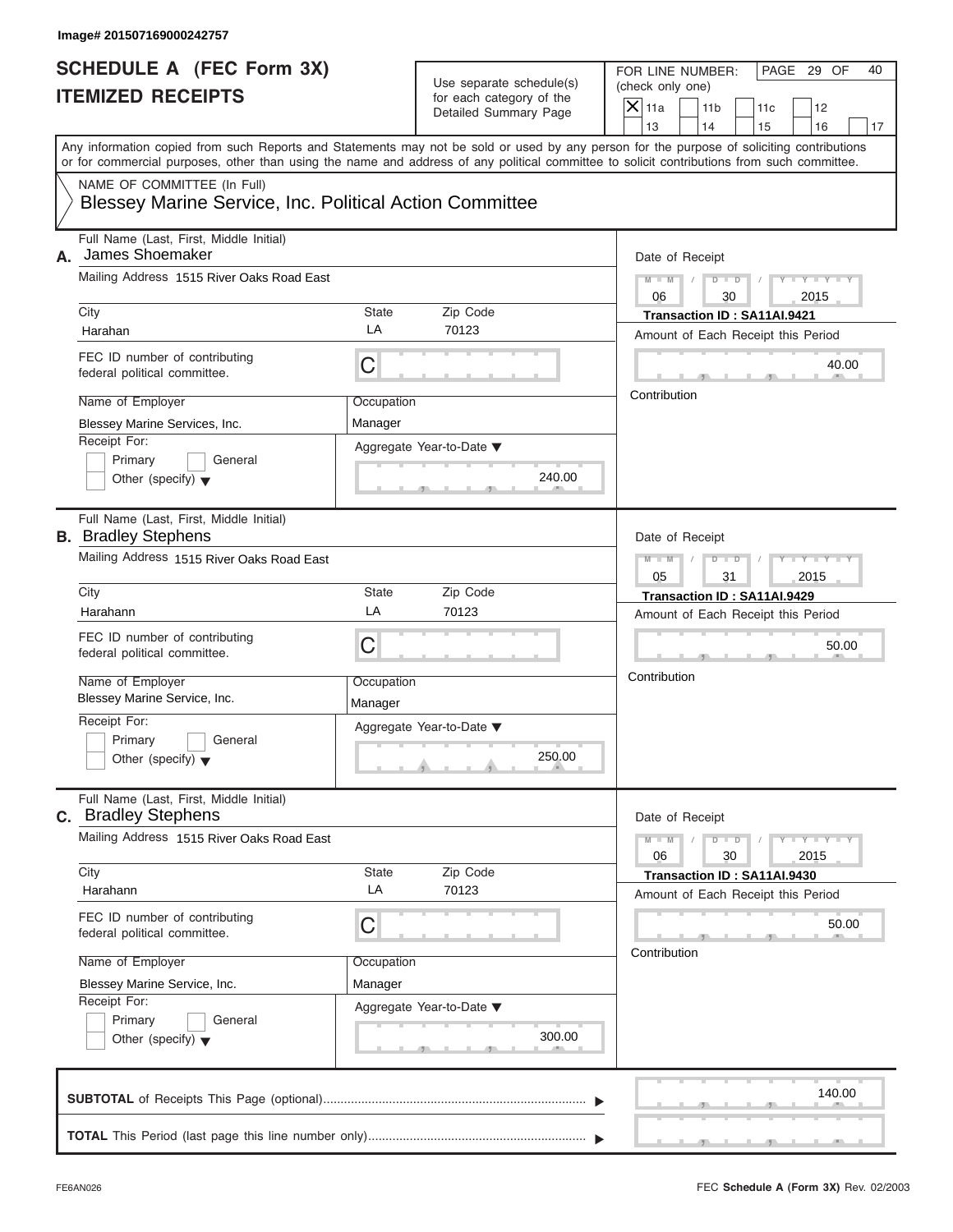Image# 201507169000242757

# SCHEDULE A (FEC Form 3X)
# ITEMIZED RECEIPTS

Use separate schedule(s) for each category of the Detailed Summary Page

FOR LINE NUMBER: (check only one)

- [x] 11a
- [ ] 11b
- [ ] 11c
- [ ] 12
- [ ] 13
- [ ] 14
- [ ] 15
- [ ] 16
- [ ] 17

Any information copied from such Reports and Statements may not be sold or used by any person for the purpose of soliciting contributions or for commercial purposes, other than using the name and address of any political committee to solicit contributions from such committee.

NAME OF COMMITTEE (In Full)
Blessey Marine Service, Inc. Political Action Committee

---

**A.** Full Name (Last, First, Middle Initial): James Shoemaker

Mailing Address: 1515 River Oaks Road East

City: Harahan | State: LA | Zip Code: 70123

FEC ID number of contributing federal political committee: C

Name of Employer: Blessey Marine Services, Inc.

Occupation: Manager

Receipt For: Primary / General / Other (specify)

Aggregate Year-to-Date: 240.00

Date of Receipt: 06 / 30 / 2015

Transaction ID : SA11AI.9421

Amount of Each Receipt this Period: 40.00

Contribution

---

**B.** Full Name (Last, First, Middle Initial): Bradley Stephens

Mailing Address: 1515 River Oaks Road East

City: Harahann | State: LA | Zip Code: 70123

FEC ID number of contributing federal political committee: C

Name of Employer: Blessey Marine Service, Inc.

Occupation: Manager

Receipt For: Primary / General / Other (specify)

Aggregate Year-to-Date: 250.00

Date of Receipt: 05 / 31 / 2015

Transaction ID : SA11AI.9429

Amount of Each Receipt this Period: 50.00

Contribution

---

**C.** Full Name (Last, First, Middle Initial): Bradley Stephens

Mailing Address: 1515 River Oaks Road East

City: Harahann | State: LA | Zip Code: 70123

FEC ID number of contributing federal political committee: C

Name of Employer: Blessey Marine Service, Inc.

Occupation: Manager

Receipt For: Primary / General / Other (specify)

Aggregate Year-to-Date: 300.00

Date of Receipt: 06 / 30 / 2015

Transaction ID : SA11AI.9430

Amount of Each Receipt this Period: 50.00

Contribution

---

**SUBTOTAL** of Receipts This Page (optional): 140.00

**TOTAL** This Period (last page this line number only):

FE6AN026

FEC **Schedule A** (Form 3X) Rev. 02/2003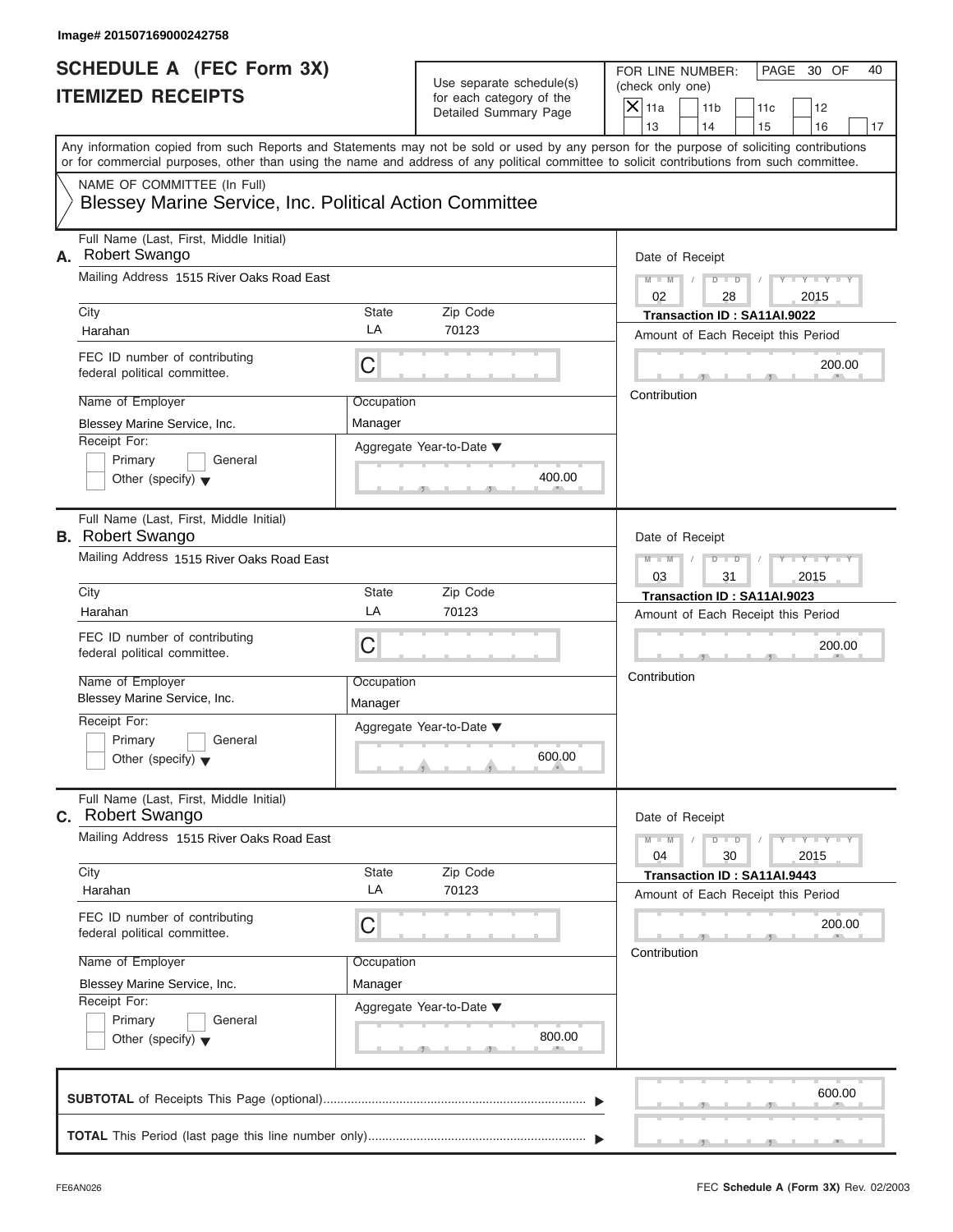Image# 201507169000242758

# SCHEDULE A (FEC Form 3X)
## ITEMIZED RECEIPTS

Use separate schedule(s) for each category of the Detailed Summary Page

FOR LINE NUMBER: (check only one)

- [x] 11a
- [ ] 11b
- [ ] 11c
- [ ] 12
- [ ] 13
- [ ] 14
- [ ] 15
- [ ] 16
- [ ] 17

PAGE 30 OF 40

Any information copied from such Reports and Statements may not be sold or used by any person for the purpose of soliciting contributions or for commercial purposes, other than using the name and address of any political committee to solicit contributions from such committee.

NAME OF COMMITTEE (In Full)
Blessey Marine Service, Inc. Political Action Committee

---

**A.** Full Name (Last, First, Middle Initial): Robert Swango

Mailing Address: 1515 River Oaks Road East

City: Harahan | State: LA | Zip Code: 70123

FEC ID number of contributing federal political committee: C

Name of Employer: Blessey Marine Service, Inc.

Occupation: Manager

Receipt For: Primary / General / Other (specify)

Aggregate Year-to-Date: 400.00

Date of Receipt: 02 / 28 / 2015

Transaction ID : SA11AI.9022

Amount of Each Receipt this Period: 200.00

Contribution

---

**B.** Full Name (Last, First, Middle Initial): Robert Swango

Mailing Address: 1515 River Oaks Road East

City: Harahan | State: LA | Zip Code: 70123

FEC ID number of contributing federal political committee: C

Name of Employer: Blessey Marine Service, Inc.

Occupation: Manager

Receipt For: Primary / General / Other (specify)

Aggregate Year-to-Date: 600.00

Date of Receipt: 03 / 31 / 2015

Transaction ID : SA11AI.9023

Amount of Each Receipt this Period: 200.00

Contribution

---

**C.** Full Name (Last, First, Middle Initial): Robert Swango

Mailing Address: 1515 River Oaks Road East

City: Harahan | State: LA | Zip Code: 70123

FEC ID number of contributing federal political committee: C

Name of Employer: Blessey Marine Service, Inc.

Occupation: Manager

Receipt For: Primary / General / Other (specify)

Aggregate Year-to-Date: 800.00

Date of Receipt: 04 / 30 / 2015

Transaction ID : SA11AI.9443

Amount of Each Receipt this Period: 200.00

Contribution

---

**SUBTOTAL** of Receipts This Page (optional): 600.00

**TOTAL** This Period (last page this line number only):

FE6AN026 FEC **Schedule A** (Form 3X) Rev. 02/2003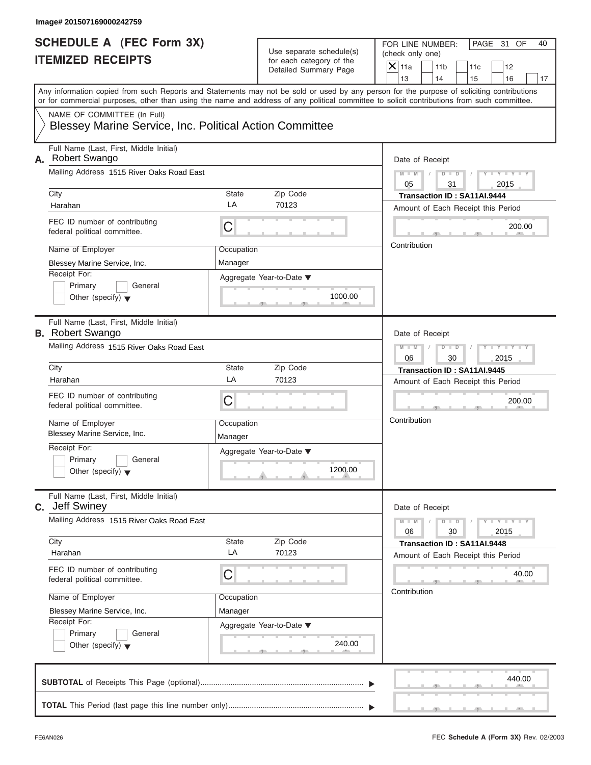Image# 201507169000242759

# SCHEDULE A (FEC Form 3X)
## ITEMIZED RECEIPTS

Use separate schedule(s) for each category of the Detailed Summary Page

FOR LINE NUMBER: (check only one)

- [X] 11a
- [ ] 11b
- [ ] 11c
- [ ] 12
- [ ] 13
- [ ] 14
- [ ] 15
- [ ] 16
- [ ] 17

Any information copied from such Reports and Statements may not be sold or used by any person for the purpose of soliciting contributions or for commercial purposes, other than using the name and address of any political committee to solicit contributions from such committee.

NAME OF COMMITTEE (In Full)

Blessey Marine Service, Inc. Political Action Committee

---

**A.** Full Name (Last, First, Middle Initial): Robert Swango

Mailing Address: 1515 River Oaks Road East

City: Harahan | State: LA | Zip Code: 70123

FEC ID number of contributing federal political committee: C

Name of Employer: Blessey Marine Service, Inc.

Occupation: Manager

Receipt For: Primary / General / Other (specify)

Aggregate Year-to-Date: 1000.00

Date of Receipt: 05 / 31 / 2015

Transaction ID : SA11AI.9444

Amount of Each Receipt this Period: 200.00

Contribution

---

**B.** Full Name (Last, First, Middle Initial): Robert Swango

Mailing Address: 1515 River Oaks Road East

City: Harahan | State: LA | Zip Code: 70123

FEC ID number of contributing federal political committee: C

Name of Employer: Blessey Marine Service, Inc.

Occupation: Manager

Receipt For: Primary / General / Other (specify)

Aggregate Year-to-Date: 1200.00

Date of Receipt: 06 / 30 / 2015

Transaction ID : SA11AI.9445

Amount of Each Receipt this Period: 200.00

Contribution

---

**C.** Full Name (Last, First, Middle Initial): Jeff Swiney

Mailing Address: 1515 River Oaks Road East

City: Harahan | State: LA | Zip Code: 70123

FEC ID number of contributing federal political committee: C

Name of Employer: Blessey Marine Service, Inc.

Occupation: Manager

Receipt For: Primary / General / Other (specify)

Aggregate Year-to-Date: 240.00

Date of Receipt: 06 / 30 / 2015

Transaction ID : SA11AI.9448

Amount of Each Receipt this Period: 40.00

Contribution

---

**SUBTOTAL** of Receipts This Page (optional): 440.00

**TOTAL** This Period (last page this line number only):

FE6AN026

FEC **Schedule A** (Form 3X) Rev. 02/2003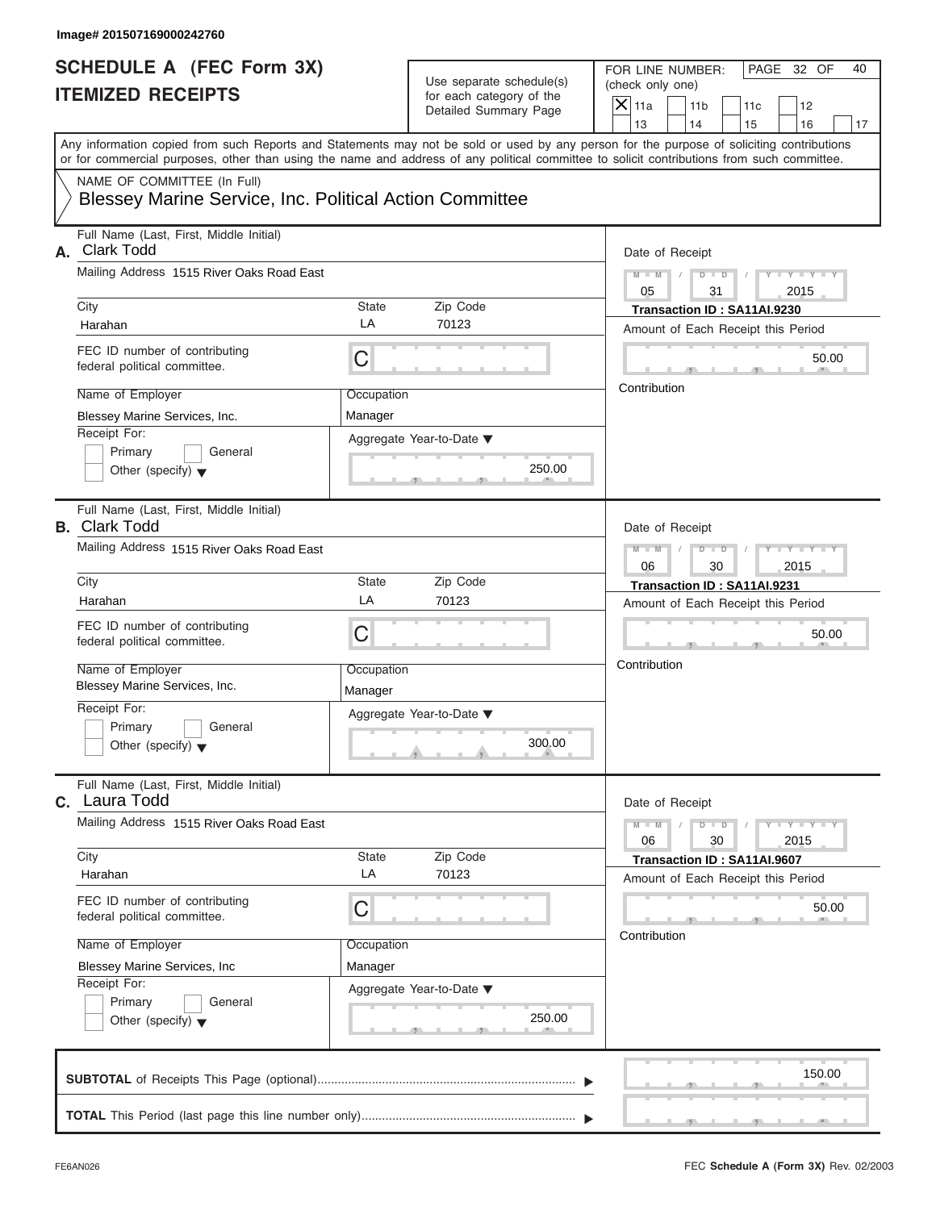Image# 201507169000242760

# SCHEDULE A (FEC Form 3X)
## ITEMIZED RECEIPTS

Use separate schedule(s) for each category of the Detailed Summary Page

FOR LINE NUMBER: (check only one)

- [X] 11a
- [ ] 11b
- [ ] 11c
- [ ] 12
- [ ] 13
- [ ] 14
- [ ] 15
- [ ] 16
- [ ] 17

PAGE 32 OF 40

Any information copied from such Reports and Statements may not be sold or used by any person for the purpose of soliciting contributions or for commercial purposes, other than using the name and address of any political committee to solicit contributions from such committee.

NAME OF COMMITTEE (In Full)

**Blessey Marine Service, Inc. Political Action Committee**

---

**A.** Full Name (Last, First, Middle Initial): Clark Todd

Mailing Address: 1515 River Oaks Road East

City: Harahan | State: LA | Zip Code: 70123

FEC ID number of contributing federal political committee: C

Name of Employer: Blessey Marine Services, Inc.

Occupation: Manager

Receipt For: Primary / General / Other (specify)

Aggregate Year-to-Date: 250.00

Date of Receipt: 05 / 31 / 2015

Transaction ID : SA11AI.9230

Amount of Each Receipt this Period: 50.00

Contribution

---

**B.** Full Name (Last, First, Middle Initial): Clark Todd

Mailing Address: 1515 River Oaks Road East

City: Harahan | State: LA | Zip Code: 70123

FEC ID number of contributing federal political committee: C

Name of Employer: Blessey Marine Services, Inc.

Occupation: Manager

Receipt For: Primary / General / Other (specify)

Aggregate Year-to-Date: 300.00

Date of Receipt: 06 / 30 / 2015

Transaction ID : SA11AI.9231

Amount of Each Receipt this Period: 50.00

Contribution

---

**C.** Full Name (Last, First, Middle Initial): Laura Todd

Mailing Address: 1515 River Oaks Road East

City: Harahan | State: LA | Zip Code: 70123

FEC ID number of contributing federal political committee: C

Name of Employer: Blessey Marine Services, Inc

Occupation: Manager

Receipt For: Primary / General / Other (specify)

Aggregate Year-to-Date: 250.00

Date of Receipt: 06 / 30 / 2015

Transaction ID : SA11AI.9607

Amount of Each Receipt this Period: 50.00

Contribution

---

**SUBTOTAL** of Receipts This Page (optional): 150.00

**TOTAL** This Period (last page this line number only):

FE6AN026

FEC **Schedule A (Form 3X)** Rev. 02/2003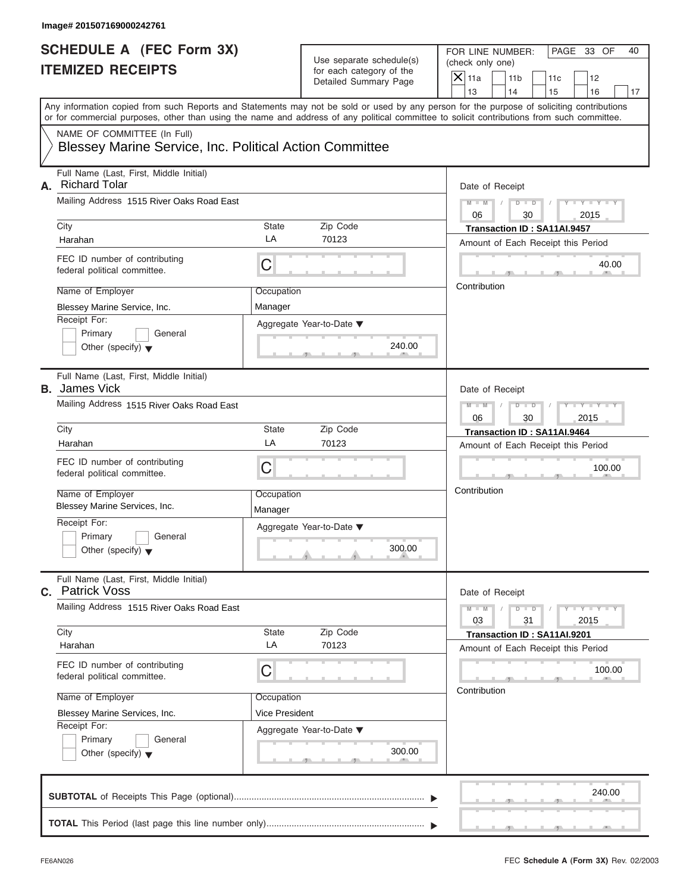Image# 201507169000242761

# SCHEDULE A (FEC Form 3X)
# ITEMIZED RECEIPTS

Use separate schedule(s) for each category of the Detailed Summary Page

FOR LINE NUMBER: (check only one)

- [X] 11a
- [ ] 11b
- [ ] 11c
- [ ] 12
- [ ] 13
- [ ] 14
- [ ] 15
- [ ] 16
- [ ] 17

PAGE 33 OF 40

Any information copied from such Reports and Statements may not be sold or used by any person for the purpose of soliciting contributions or for commercial purposes, other than using the name and address of any political committee to solicit contributions from such committee.

NAME OF COMMITTEE (In Full)
Blessey Marine Service, Inc. Political Action Committee

---

**A.** Full Name (Last, First, Middle Initial): Richard Tolar

Mailing Address: 1515 River Oaks Road East

City: Harahan | State: LA | Zip Code: 70123

FEC ID number of contributing federal political committee: C

Name of Employer: Blessey Marine Service, Inc.

Occupation: Manager

Receipt For: Primary / General / Other (specify)

Aggregate Year-to-Date: 240.00

Date of Receipt: 06 / 30 / 2015

Transaction ID : SA11AI.9457

Amount of Each Receipt this Period: 40.00

Contribution

---

**B.** Full Name (Last, First, Middle Initial): James Vick

Mailing Address: 1515 River Oaks Road East

City: Harahan | State: LA | Zip Code: 70123

FEC ID number of contributing federal political committee: C

Name of Employer: Blessey Marine Services, Inc.

Occupation: Manager

Receipt For: Primary / General / Other (specify)

Aggregate Year-to-Date: 300.00

Date of Receipt: 06 / 30 / 2015

Transaction ID : SA11AI.9464

Amount of Each Receipt this Period: 100.00

Contribution

---

**C.** Full Name (Last, First, Middle Initial): Patrick Voss

Mailing Address: 1515 River Oaks Road East

City: Harahan | State: LA | Zip Code: 70123

FEC ID number of contributing federal political committee: C

Name of Employer: Blessey Marine Services, Inc.

Occupation: Vice President

Receipt For: Primary / General / Other (specify)

Aggregate Year-to-Date: 300.00

Date of Receipt: 03 / 31 / 2015

Transaction ID : SA11AI.9201

Amount of Each Receipt this Period: 100.00

Contribution

---

**SUBTOTAL** of Receipts This Page (optional): 240.00

**TOTAL** This Period (last page this line number only):

FE6AN026

FEC **Schedule A** (Form 3X) Rev. 02/2003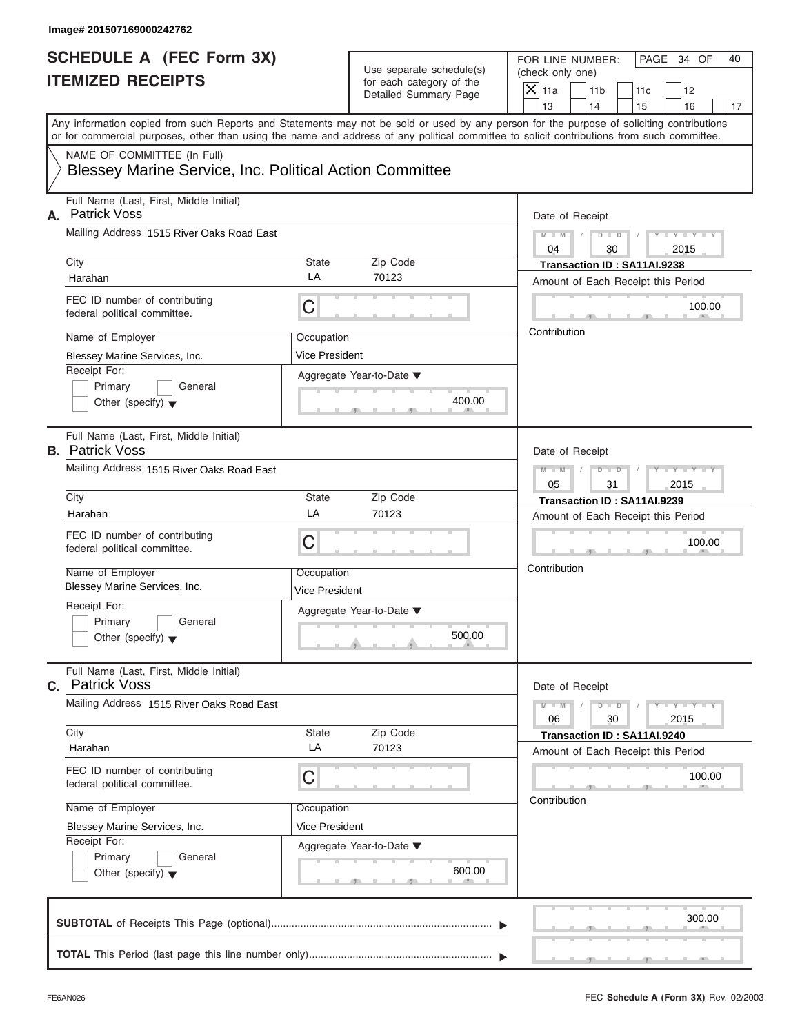Image# 201507169000242762

# SCHEDULE A (FEC Form 3X)
# ITEMIZED RECEIPTS

Use separate schedule(s) for each category of the Detailed Summary Page

FOR LINE NUMBER: (check only one)

[X] 11a [ ] 11b [ ] 11c [ ] 12 [ ] 13 [ ] 14 [ ] 15 [ ] 16 [ ] 17

PAGE 34 OF 40

Any information copied from such Reports and Statements may not be sold or used by any person for the purpose of soliciting contributions or for commercial purposes, other than using the name and address of any political committee to solicit contributions from such committee.

NAME OF COMMITTEE (In Full)
Blessey Marine Service, Inc. Political Action Committee

---

**A.** Full Name (Last, First, Middle Initial): Patrick Voss

Mailing Address: 1515 River Oaks Road East

City: Harahan | State: LA | Zip Code: 70123

FEC ID number of contributing federal political committee: C

Name of Employer: Blessey Marine Services, Inc.

Occupation: Vice President

Receipt For: [ ] Primary [ ] General [ ] Other (specify)

Aggregate Year-to-Date: 400.00

Date of Receipt: 04 / 30 / 2015

Transaction ID : SA11AI.9238

Amount of Each Receipt this Period: 100.00

Contribution

---

**B.** Full Name (Last, First, Middle Initial): Patrick Voss

Mailing Address: 1515 River Oaks Road East

City: Harahan | State: LA | Zip Code: 70123

FEC ID number of contributing federal political committee: C

Name of Employer: Blessey Marine Services, Inc.

Occupation: Vice President

Receipt For: [ ] Primary [ ] General [ ] Other (specify)

Aggregate Year-to-Date: 500.00

Date of Receipt: 05 / 31 / 2015

Transaction ID : SA11AI.9239

Amount of Each Receipt this Period: 100.00

Contribution

---

**C.** Full Name (Last, First, Middle Initial): Patrick Voss

Mailing Address: 1515 River Oaks Road East

City: Harahan | State: LA | Zip Code: 70123

FEC ID number of contributing federal political committee: C

Name of Employer: Blessey Marine Services, Inc.

Occupation: Vice President

Receipt For: [ ] Primary [ ] General [ ] Other (specify)

Aggregate Year-to-Date: 600.00

Date of Receipt: 06 / 30 / 2015

Transaction ID : SA11AI.9240

Amount of Each Receipt this Period: 100.00

Contribution

---

**SUBTOTAL** of Receipts This Page (optional): 300.00

**TOTAL** This Period (last page this line number only):

FE6AN026 FEC **Schedule A** (**Form 3X**) Rev. 02/2003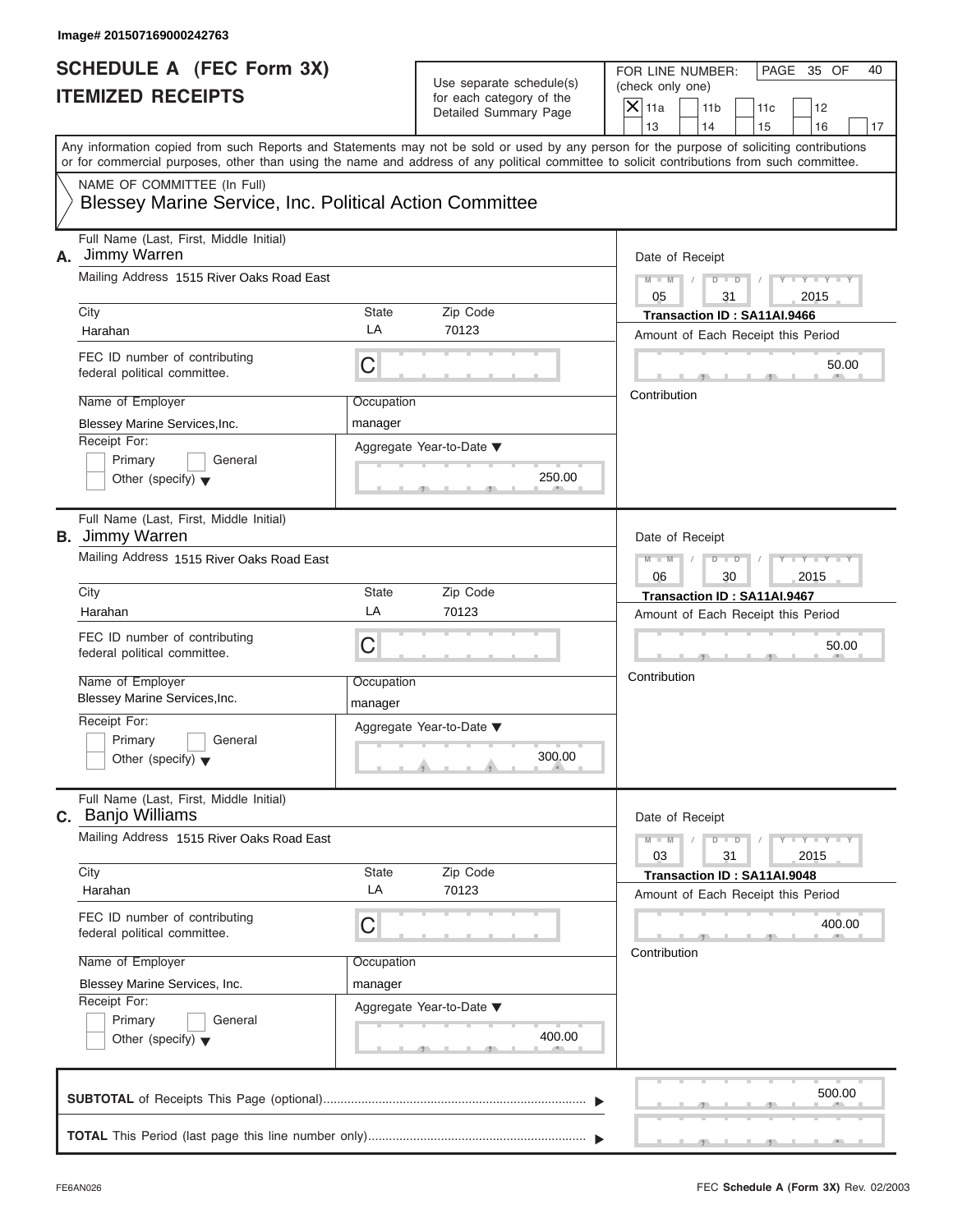Image# 201507169000242763

# SCHEDULE A (FEC Form 3X)
## ITEMIZED RECEIPTS

Use separate schedule(s) for each category of the Detailed Summary Page

FOR LINE NUMBER: (check only one)

- [X] 11a
- [ ] 11b
- [ ] 11c
- [ ] 12
- [ ] 13
- [ ] 14
- [ ] 15
- [ ] 16
- [ ] 17

Any information copied from such Reports and Statements may not be sold or used by any person for the purpose of soliciting contributions or for commercial purposes, other than using the name and address of any political committee to solicit contributions from such committee.

NAME OF COMMITTEE (In Full)

Blessey Marine Service, Inc. Political Action Committee

---

**A.** Full Name (Last, First, Middle Initial): Jimmy Warren

Mailing Address: 1515 River Oaks Road East

City: Harahan | State: LA | Zip Code: 70123

FEC ID number of contributing federal political committee: C

Name of Employer: Blessey Marine Services,Inc.

Occupation: manager

Receipt For: Primary / General / Other (specify)

Aggregate Year-to-Date: 250.00

Date of Receipt: 05 / 31 / 2015

Transaction ID : SA11AI.9466

Amount of Each Receipt this Period: 50.00

Contribution

---

**B.** Full Name (Last, First, Middle Initial): Jimmy Warren

Mailing Address: 1515 River Oaks Road East

City: Harahan | State: LA | Zip Code: 70123

FEC ID number of contributing federal political committee: C

Name of Employer: Blessey Marine Services,Inc.

Occupation: manager

Receipt For: Primary / General / Other (specify)

Aggregate Year-to-Date: 300.00

Date of Receipt: 06 / 30 / 2015

Transaction ID : SA11AI.9467

Amount of Each Receipt this Period: 50.00

Contribution

---

**C.** Full Name (Last, First, Middle Initial): Banjo Williams

Mailing Address: 1515 River Oaks Road East

City: Harahan | State: LA | Zip Code: 70123

FEC ID number of contributing federal political committee: C

Name of Employer: Blessey Marine Services, Inc.

Occupation: manager

Receipt For: Primary / General / Other (specify)

Aggregate Year-to-Date: 400.00

Date of Receipt: 03 / 31 / 2015

Transaction ID : SA11AI.9048

Amount of Each Receipt this Period: 400.00

Contribution

---

**SUBTOTAL** of Receipts This Page (optional): 500.00

**TOTAL** This Period (last page this line number only):

FE6AN026

FEC **Schedule A** (Form 3X) Rev. 02/2003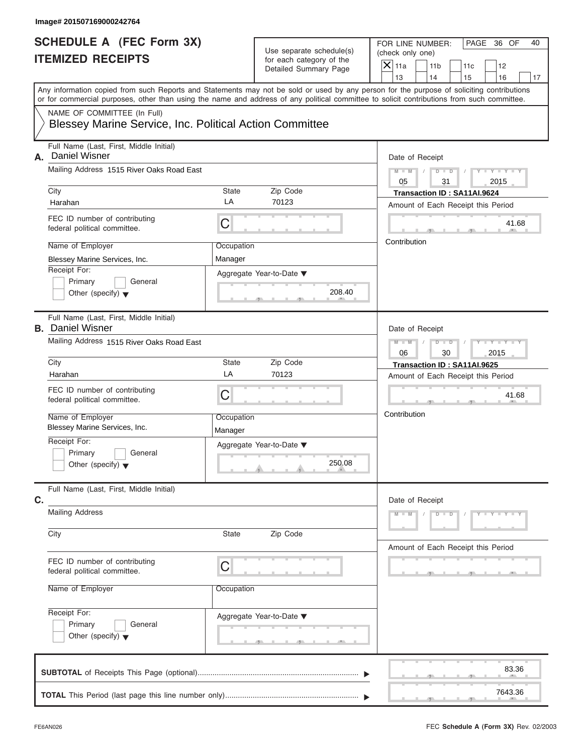Image# 201507169000242764

# SCHEDULE A (FEC Form 3X) ITEMIZED RECEIPTS

Use separate schedule(s) for each category of the Detailed Summary Page

FOR LINE NUMBER: (check only one)

- [X] 11a
- [ ] 11b
- [ ] 11c
- [ ] 12
- [ ] 13
- [ ] 14
- [ ] 15
- [ ] 16
- [ ] 17

Any information copied from such Reports and Statements may not be sold or used by any person for the purpose of soliciting contributions or for commercial purposes, other than using the name and address of any political committee to solicit contributions from such committee.

NAME OF COMMITTEE (In Full)

Blessey Marine Service, Inc. Political Action Committee

---

**A.** Full Name (Last, First, Middle Initial): Daniel Wisner

Mailing Address: 1515 River Oaks Road East

City: Harahan | State: LA | Zip Code: 70123

FEC ID number of contributing federal political committee: C

Name of Employer: Blessey Marine Services, Inc.

Occupation: Manager

Receipt For: Primary / General / Other (specify)

Aggregate Year-to-Date: 208.40

Date of Receipt: 05 / 31 / 2015

Transaction ID : SA11AI.9624

Amount of Each Receipt this Period: 41.68

Contribution

---

**B.** Full Name (Last, First, Middle Initial): Daniel Wisner

Mailing Address: 1515 River Oaks Road East

City: Harahan | State: LA | Zip Code: 70123

FEC ID number of contributing federal political committee: C

Name of Employer: Blessey Marine Services, Inc.

Occupation: Manager

Receipt For: Primary / General / Other (specify)

Aggregate Year-to-Date: 250.08

Date of Receipt: 06 / 30 / 2015

Transaction ID : SA11AI.9625

Amount of Each Receipt this Period: 41.68

Contribution

---

**C.** Full Name (Last, First, Middle Initial):

Mailing Address:

City: | State: | Zip Code:

FEC ID number of contributing federal political committee: C

Name of Employer:

Occupation:

Receipt For: Primary / General / Other (specify)

Aggregate Year-to-Date:

Date of Receipt:

Amount of Each Receipt this Period:

---

**SUBTOTAL** of Receipts This Page (optional): 83.36

**TOTAL** This Period (last page this line number only): 7643.36

FE6AN026 — FEC **Schedule A** (Form 3X) Rev. 02/2003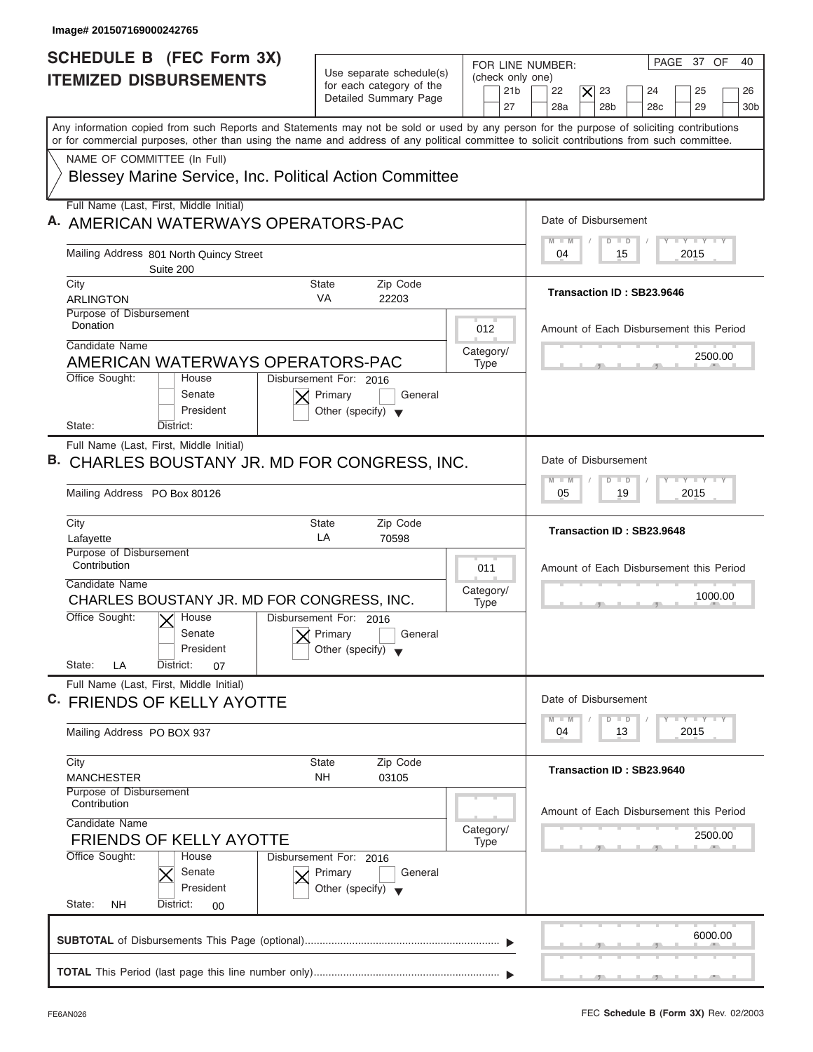Image# 201507169000242765

# SCHEDULE B (FEC Form 3X) ITEMIZED DISBURSEMENTS

Use separate schedule(s) for each category of the Detailed Summary Page

FOR LINE NUMBER: (check only one)

21b ☐ 22 ☐ 23 ☒ 24 ☐ 25 ☐ 26 ☐ 27 ☐ 28a ☐ 28b ☐ 28c ☐ 29 ☐ 30b ☐

PAGE 37 OF 40

Any information copied from such Reports and Statements may not be sold or used by any person for the purpose of soliciting contributions or for commercial purposes, other than using the name and address of any political committee to solicit contributions from such committee.

NAME OF COMMITTEE (In Full)

Blessey Marine Service, Inc. Political Action Committee

---

**A.** Full Name (Last, First, Middle Initial): AMERICAN WATERWAYS OPERATORS-PAC

Mailing Address: 801 North Quincy Street, Suite 200

City: ARLINGTON | State: VA | Zip Code: 22203

Purpose of Disbursement: Donation

Category/Type: 012

Candidate Name: AMERICAN WATERWAYS OPERATORS-PAC

Office Sought: ☐ House ☐ Senate ☐ President

State: | District:

Disbursement For: 2016 ☒ Primary ☐ General ☐ Other (specify)

Date of Disbursement: 04 / 15 / 2015

Transaction ID : SB23.9646

Amount of Each Disbursement this Period: 2500.00

---

**B.** Full Name (Last, First, Middle Initial): CHARLES BOUSTANY JR. MD FOR CONGRESS, INC.

Mailing Address: PO Box 80126

City: Lafayette | State: LA | Zip Code: 70598

Purpose of Disbursement: Contribution

Category/Type: 011

Candidate Name: CHARLES BOUSTANY JR. MD FOR CONGRESS, INC.

Office Sought: ☒ House ☐ Senate ☐ President

State: LA | District: 07

Disbursement For: 2016 ☒ Primary ☐ General ☐ Other (specify)

Date of Disbursement: 05 / 19 / 2015

Transaction ID : SB23.9648

Amount of Each Disbursement this Period: 1000.00

---

**C.** Full Name (Last, First, Middle Initial): FRIENDS OF KELLY AYOTTE

Mailing Address: PO BOX 937

City: MANCHESTER | State: NH | Zip Code: 03105

Purpose of Disbursement: Contribution

Category/Type:

Candidate Name: FRIENDS OF KELLY AYOTTE

Office Sought: ☐ House ☒ Senate ☐ President

State: NH | District: 00

Disbursement For: 2016 ☒ Primary ☐ General ☐ Other (specify)

Date of Disbursement: 04 / 13 / 2015

Transaction ID : SB23.9640

Amount of Each Disbursement this Period: 2500.00

---

**SUBTOTAL** of Disbursements This Page (optional): 6000.00

**TOTAL** This Period (last page this line number only):

FE6AN026

FEC **Schedule B (Form 3X)** Rev. 02/2003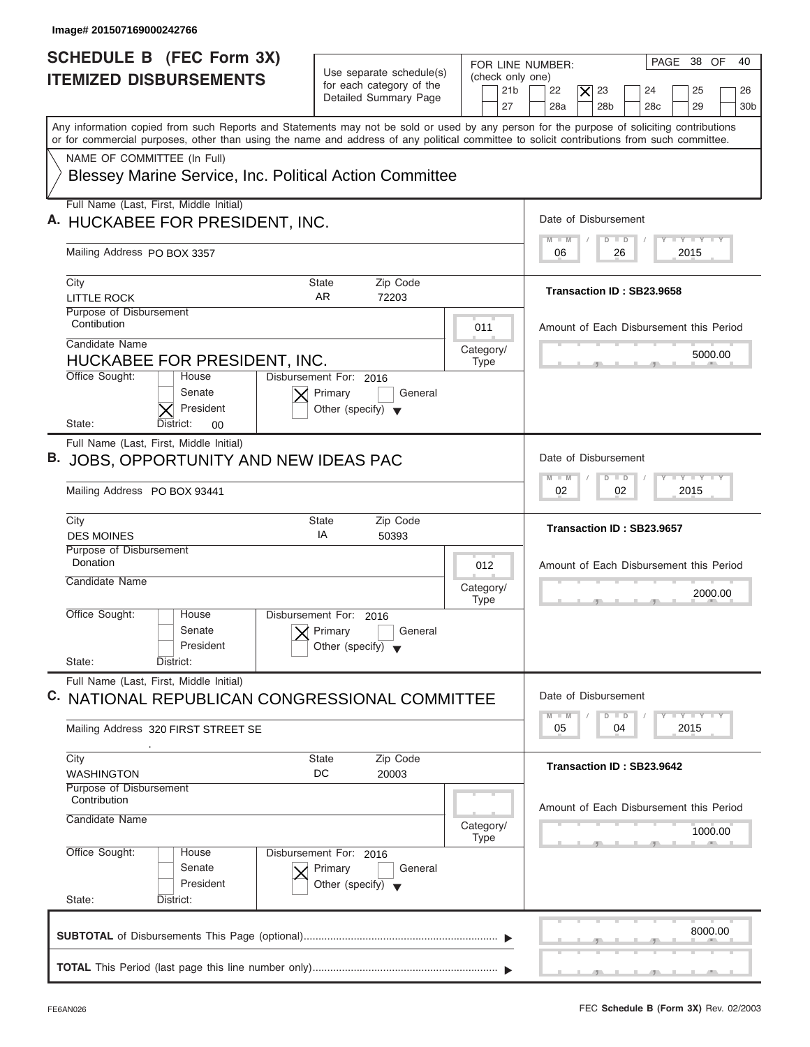Image# 201507169000242766

# SCHEDULE B (FEC Form 3X)
## ITEMIZED DISBURSEMENTS

Use separate schedule(s) for each category of the Detailed Summary Page

FOR LINE NUMBER: (check only one)
21b | 22 | [X] 23 | 24 | 25 | 26 | 27 | 28a | 28b | 28c | 29 | 30b

PAGE 38 OF 40

Any information copied from such Reports and Statements may not be sold or used by any person for the purpose of soliciting contributions or for commercial purposes, other than using the name and address of any political committee to solicit contributions from such committee.

NAME OF COMMITTEE (In Full)
Blessey Marine Service, Inc. Political Action Committee

**A.** Full Name (Last, First, Middle Initial): HUCKABEE FOR PRESIDENT, INC.
Mailing Address: PO BOX 3357
City: LITTLE ROCK | State: AR | Zip Code: 72203
Purpose of Disbursement: Contibution
Category/Type: 011
Candidate Name: HUCKABEE FOR PRESIDENT, INC.
Office Sought: [X] President
State: | District: 00
Disbursement For: 2016 [X] Primary
Date of Disbursement: 06 / 26 / 2015
Transaction ID : SB23.9658
Amount of Each Disbursement this Period: 5000.00

**B.** Full Name (Last, First, Middle Initial): JOBS, OPPORTUNITY AND NEW IDEAS PAC
Mailing Address: PO BOX 93441
City: DES MOINES | State: IA | Zip Code: 50393
Purpose of Disbursement: Donation
Category/Type: 012
Candidate Name:
Office Sought:
State: | District:
Disbursement For: 2016 [X] Primary
Date of Disbursement: 02 / 02 / 2015
Transaction ID : SB23.9657
Amount of Each Disbursement this Period: 2000.00

**C.** Full Name (Last, First, Middle Initial): NATIONAL REPUBLICAN CONGRESSIONAL COMMITTEE
Mailing Address: 320 FIRST STREET SE
City: WASHINGTON | State: DC | Zip Code: 20003
Purpose of Disbursement: Contribution
Category/Type:
Candidate Name:
Office Sought:
State: | District:
Disbursement For: 2016 [X] Primary
Date of Disbursement: 05 / 04 / 2015
Transaction ID : SB23.9642
Amount of Each Disbursement this Period: 1000.00

**SUBTOTAL** of Disbursements This Page (optional): 8000.00

**TOTAL** This Period (last page this line number only):

FE6AN026 | FEC **Schedule B (Form 3X)** Rev. 02/2003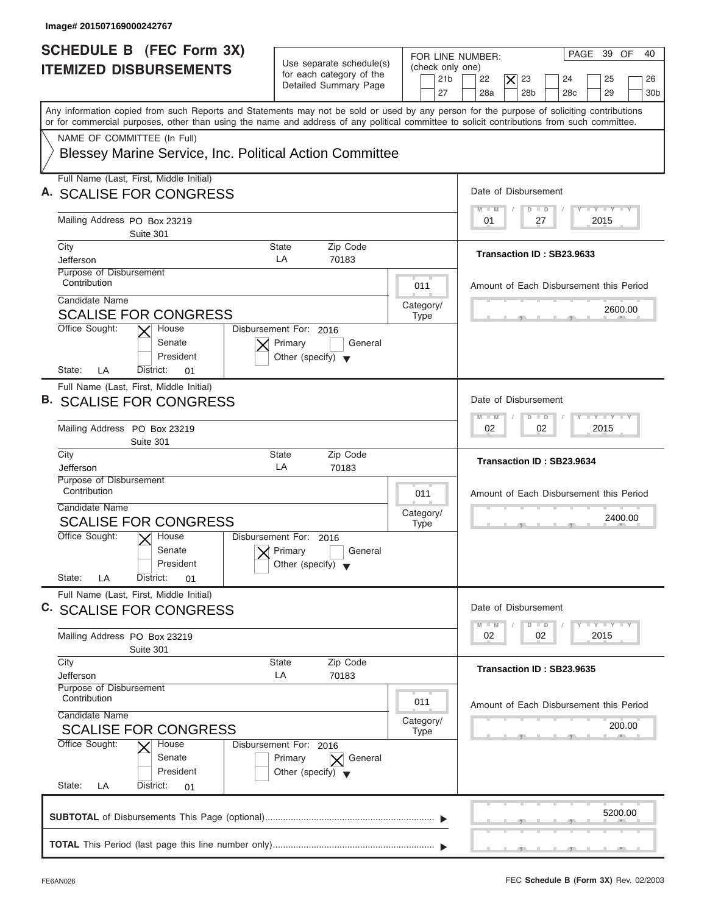Image# 201507169000242767

# SCHEDULE B (FEC Form 3X) ITEMIZED DISBURSEMENTS

Use separate schedule(s) for each category of the Detailed Summary Page

FOR LINE NUMBER: (check only one)

21b | 22 | [X] 23 | 24 | 25 | 26 | 27 | 28a | 28b | 28c | 29 | 30b

PAGE 39 OF 40

Any information copied from such Reports and Statements may not be sold or used by any person for the purpose of soliciting contributions or for commercial purposes, other than using the name and address of any political committee to solicit contributions from such committee.

NAME OF COMMITTEE (In Full)

Blessey Marine Service, Inc. Political Action Committee

---

**A.** Full Name (Last, First, Middle Initial): SCALISE FOR CONGRESS

Mailing Address: PO Box 23219, Suite 301

City: Jefferson | State: LA | Zip Code: 70183

Purpose of Disbursement: Contribution

Category/Type: 011

Candidate Name: SCALISE FOR CONGRESS

Office Sought: [X] House [ ] Senate [ ] President

State: LA District: 01

Disbursement For: 2016 [X] Primary [ ] General [ ] Other (specify)

Date of Disbursement: 01 / 27 / 2015

Transaction ID : SB23.9633

Amount of Each Disbursement this Period: 2600.00

---

**B.** Full Name (Last, First, Middle Initial): SCALISE FOR CONGRESS

Mailing Address: PO Box 23219, Suite 301

City: Jefferson | State: LA | Zip Code: 70183

Purpose of Disbursement: Contribution

Category/Type: 011

Candidate Name: SCALISE FOR CONGRESS

Office Sought: [X] House [ ] Senate [ ] President

State: LA District: 01

Disbursement For: 2016 [X] Primary [ ] General [ ] Other (specify)

Date of Disbursement: 02 / 02 / 2015

Transaction ID : SB23.9634

Amount of Each Disbursement this Period: 2400.00

---

**C.** Full Name (Last, First, Middle Initial): SCALISE FOR CONGRESS

Mailing Address: PO Box 23219, Suite 301

City: Jefferson | State: LA | Zip Code: 70183

Purpose of Disbursement: Contribution

Category/Type: 011

Candidate Name: SCALISE FOR CONGRESS

Office Sought: [X] House [ ] Senate [ ] President

State: LA District: 01

Disbursement For: 2016 [ ] Primary [X] General [ ] Other (specify)

Date of Disbursement: 02 / 02 / 2015

Transaction ID : SB23.9635

Amount of Each Disbursement this Period: 200.00

---

**SUBTOTAL** of Disbursements This Page (optional) ▶ 5200.00

**TOTAL** This Period (last page this line number only) ▶

FE6AN026

FEC **Schedule B (Form 3X)** Rev. 02/2003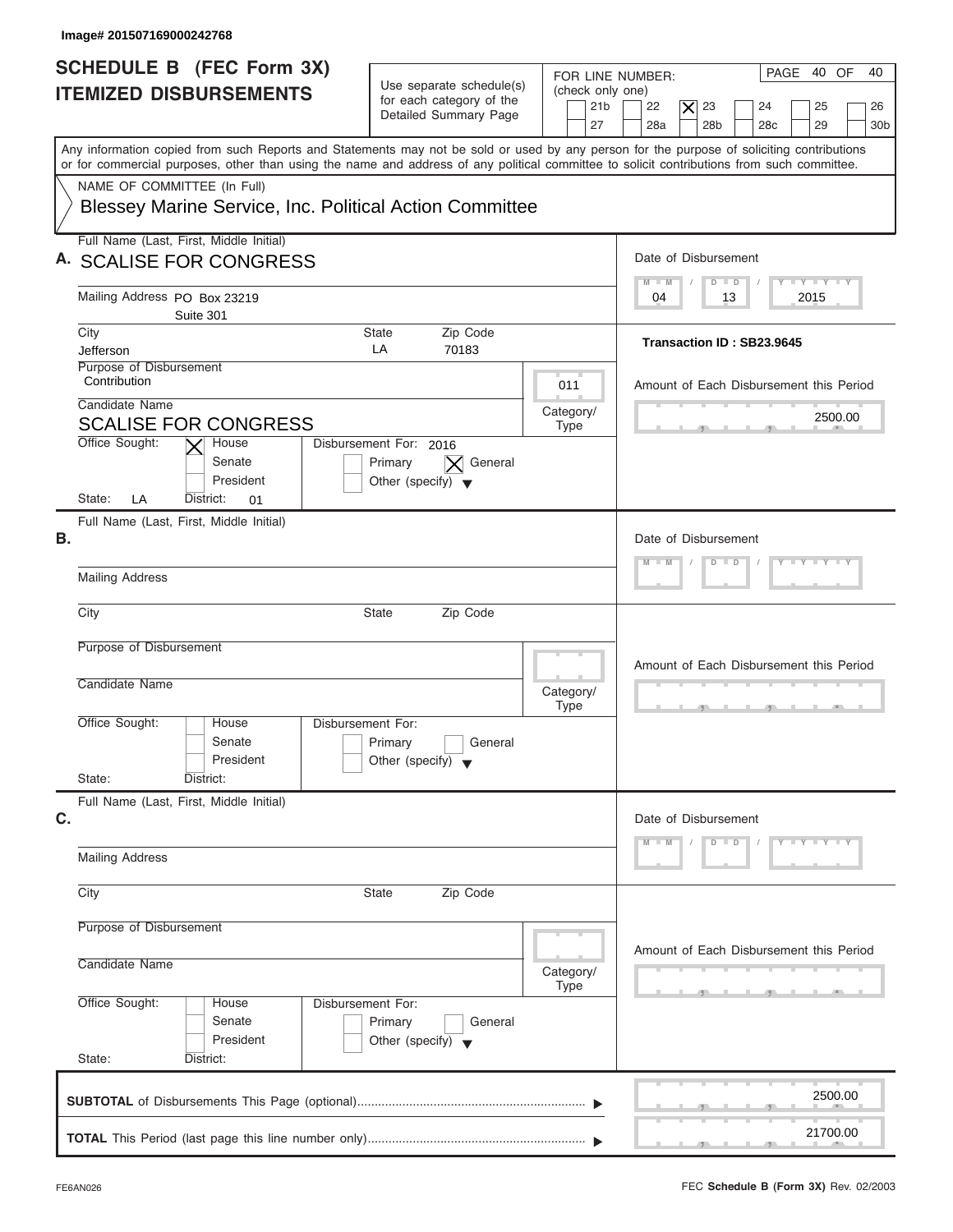Image# 201507169000242768

# SCHEDULE B (FEC Form 3X) ITEMIZED DISBURSEMENTS

Use separate schedule(s) for each category of the Detailed Summary Page

FOR LINE NUMBER: (check only one)

21b | 22 | [X] 23 | 24 | 25 | 26 | 27 | 28a | 28b | 28c | 29 | 30b

PAGE 40 OF 40

Any information copied from such Reports and Statements may not be sold or used by any person for the purpose of soliciting contributions or for commercial purposes, other than using the name and address of any political committee to solicit contributions from such committee.

NAME OF COMMITTEE (In Full)

Blessey Marine Service, Inc. Political Action Committee

**A.** Full Name (Last, First, Middle Initial): SCALISE FOR CONGRESS

Mailing Address: PO Box 23219, Suite 301

City: Jefferson | State: LA | Zip Code: 70183

Purpose of Disbursement: Contribution

Category/Type: 011

Candidate Name: SCALISE FOR CONGRESS

Office Sought: [X] House [ ] Senate [ ] President

State: LA District: 01

Disbursement For: 2016 [ ] Primary [X] General [ ] Other (specify)

Date of Disbursement: 04 / 13 / 2015

Transaction ID : SB23.9645

Amount of Each Disbursement this Period: 2500.00

**B.** Full Name (Last, First, Middle Initial):

Mailing Address:

City: State: Zip Code:

Purpose of Disbursement:

Candidate Name: Category/Type:

Office Sought: [ ] House [ ] Senate [ ] President

State: District:

Disbursement For: [ ] Primary [ ] General [ ] Other (specify)

Date of Disbursement:

Amount of Each Disbursement this Period:

**C.** Full Name (Last, First, Middle Initial):

Mailing Address:

City: State: Zip Code:

Purpose of Disbursement:

Candidate Name: Category/Type:

Office Sought: [ ] House [ ] Senate [ ] President

State: District:

Disbursement For: [ ] Primary [ ] General [ ] Other (specify)

Date of Disbursement:

Amount of Each Disbursement this Period:

**SUBTOTAL** of Disbursements This Page (optional): 2500.00

**TOTAL** This Period (last page this line number only): 21700.00

FE6AN026

FEC **Schedule B (Form 3X)** Rev. 02/2003